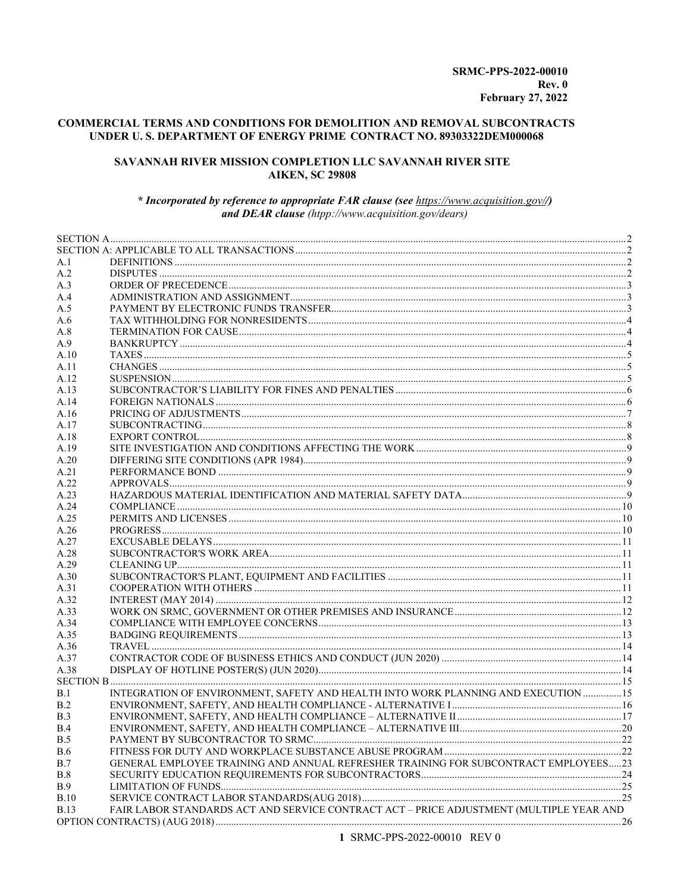**SRMC-PPS-2022-00010**
**Rev. 0**
**February 27, 2022**

# COMMERCIAL TERMS AND CONDITIONS FOR DEMOLITION AND REMOVAL SUBCONTRACTS UNDER U. S. DEPARTMENT OF ENERGY PRIME CONTRACT NO. 89303322DEM000068

## SAVANNAH RIVER MISSION COMPLETION LLC SAVANNAH RIVER SITE AIKEN, SC 29808

***\* Incorporated by reference to appropriate FAR clause (see https://www.acquisition.gov//) and DEAR clause** (htpp://www.acquisition.gov/dears)*

| | | |
|---|---|---|
| SECTION A | | 2 |
| SECTION A: APPLICABLE TO ALL TRANSACTIONS | | 2 |
| A.1 | DEFINITIONS | 2 |
| A.2 | DISPUTES | 2 |
| A.3 | ORDER OF PRECEDENCE | 3 |
| A.4 | ADMINISTRATION AND ASSIGNMENT | 3 |
| A.5 | PAYMENT BY ELECTRONIC FUNDS TRANSFER | 3 |
| A.6 | TAX WITHHOLDING FOR NONRESIDENTS | 4 |
| A.8 | TERMINATION FOR CAUSE | 4 |
| A.9 | BANKRUPTCY | 4 |
| A.10 | TAXES | 5 |
| A.11 | CHANGES | 5 |
| A.12 | SUSPENSION | 5 |
| A.13 | SUBCONTRACTOR'S LIABILITY FOR FINES AND PENALTIES | 6 |
| A.14 | FOREIGN NATIONALS | 6 |
| A.16 | PRICING OF ADJUSTMENTS | 7 |
| A.17 | SUBCONTRACTING | 8 |
| A.18 | EXPORT CONTROL | 8 |
| A.19 | SITE INVESTIGATION AND CONDITIONS AFFECTING THE WORK | 9 |
| A.20 | DIFFERING SITE CONDITIONS (APR 1984) | 9 |
| A.21 | PERFORMANCE BOND | 9 |
| A.22 | APPROVALS | 9 |
| A.23 | HAZARDOUS MATERIAL IDENTIFICATION AND MATERIAL SAFETY DATA | 9 |
| A.24 | COMPLIANCE | 10 |
| A.25 | PERMITS AND LICENSES | 10 |
| A.26 | PROGRESS | 10 |
| A.27 | EXCUSABLE DELAYS | 11 |
| A.28 | SUBCONTRACTOR'S WORK AREA | 11 |
| A.29 | CLEANING UP | 11 |
| A.30 | SUBCONTRACTOR'S PLANT, EQUIPMENT AND FACILITIES | 11 |
| A.31 | COOPERATION WITH OTHERS | 11 |
| A.32 | INTEREST (MAY 2014) | 12 |
| A.33 | WORK ON SRMC, GOVERNMENT OR OTHER PREMISES AND INSURANCE | 12 |
| A.34 | COMPLIANCE WITH EMPLOYEE CONCERNS | 13 |
| A.35 | BADGING REQUIREMENTS | 13 |
| A.36 | TRAVEL | 14 |
| A.37 | CONTRACTOR CODE OF BUSINESS ETHICS AND CONDUCT (JUN 2020) | 14 |
| A.38 | DISPLAY OF HOTLINE POSTER(S) (JUN 2020) | 14 |
| SECTION B | | 15 |
| B.1 | INTEGRATION OF ENVIRONMENT, SAFETY AND HEALTH INTO WORK PLANNING AND EXECUTION | 15 |
| B.2 | ENVIRONMENT, SAFETY, AND HEALTH COMPLIANCE - ALTERNATIVE I | 16 |
| B.3 | ENVIRONMENT, SAFETY, AND HEALTH COMPLIANCE – ALTERNATIVE II | 17 |
| B.4 | ENVIRONMENT, SAFETY, AND HEALTH COMPLIANCE – ALTERNATIVE III | 20 |
| B.5 | PAYMENT BY SUBCONTRACTOR TO SRMC | 22 |
| B.6 | FITNESS FOR DUTY AND WORKPLACE SUBSTANCE ABUSE PROGRAM | 22 |
| B.7 | GENERAL EMPLOYEE TRAINING AND ANNUAL REFRESHER TRAINING FOR SUBCONTRACT EMPLOYEES | 23 |
| B.8 | SECURITY EDUCATION REQUIREMENTS FOR SUBCONTRACTORS | 24 |
| B.9 | LIMITATION OF FUNDS | 25 |
| B.10 | SERVICE CONTRACT LABOR STANDARDS(AUG 2018) | 25 |
| B.13 | FAIR LABOR STANDARDS ACT AND SERVICE CONTRACT ACT – PRICE ADJUSTMENT (MULTIPLE YEAR AND OPTION CONTRACTS) (AUG 2018) | 26 |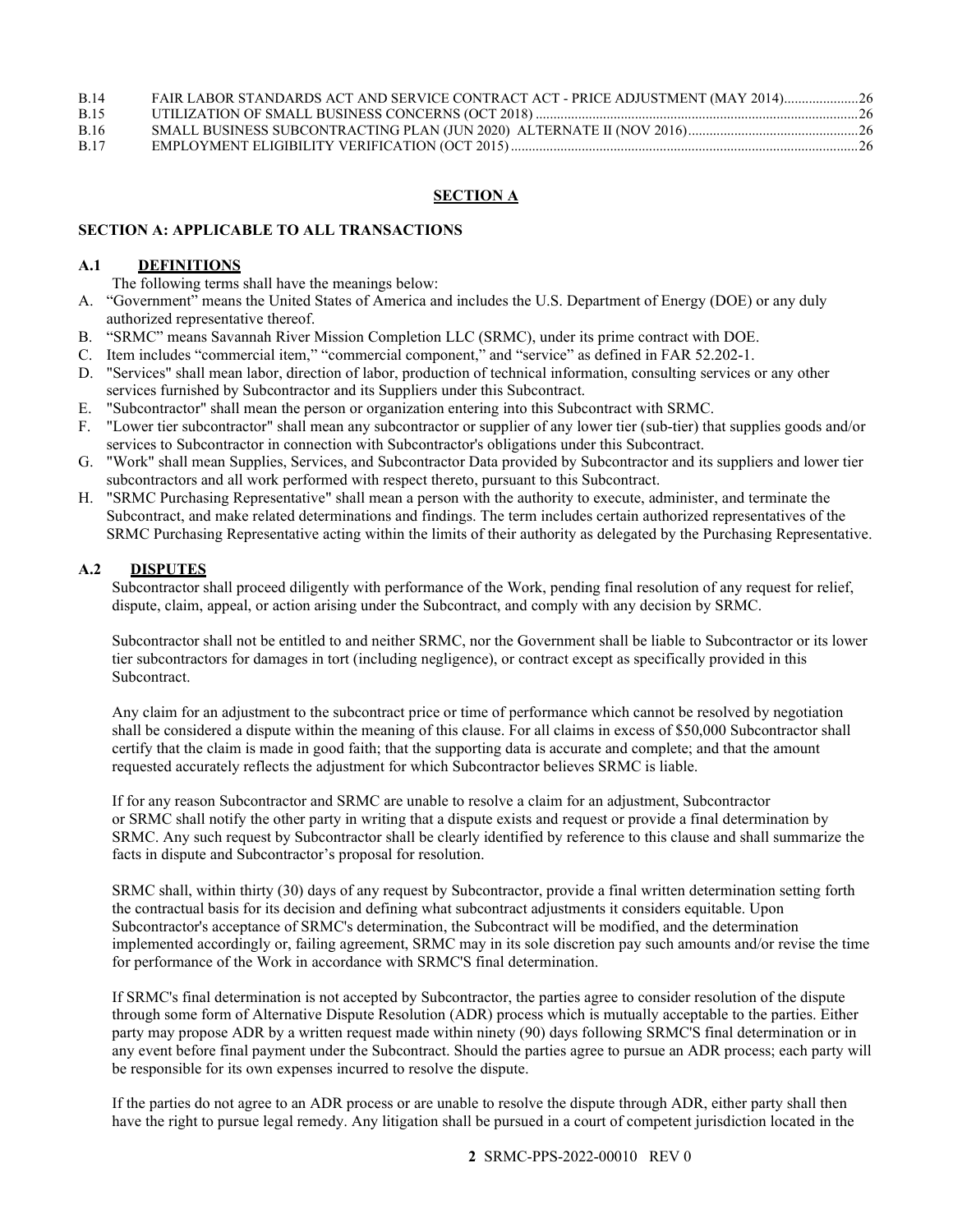| | | |
|---|---|---|
| B.14 | FAIR LABOR STANDARDS ACT AND SERVICE CONTRACT ACT - PRICE ADJUSTMENT (MAY 2014) | 26 |
| B.15 | UTILIZATION OF SMALL BUSINESS CONCERNS (OCT 2018) | 26 |
| B.16 | SMALL BUSINESS SUBCONTRACTING PLAN (JUN 2020) ALTERNATE II (NOV 2016) | 26 |
| B.17 | EMPLOYMENT ELIGIBILITY VERIFICATION (OCT 2015) | 26 |

# SECTION A

## SECTION A: APPLICABLE TO ALL TRANSACTIONS

### A.1 DEFINITIONS

The following terms shall have the meanings below:

A. "Government" means the United States of America and includes the U.S. Department of Energy (DOE) or any duly authorized representative thereof.

B. "SRMC" means Savannah River Mission Completion LLC (SRMC), under its prime contract with DOE.

C. Item includes "commercial item," "commercial component," and "service" as defined in FAR 52.202-1.

D. "Services" shall mean labor, direction of labor, production of technical information, consulting services or any other services furnished by Subcontractor and its Suppliers under this Subcontract.

E. "Subcontractor" shall mean the person or organization entering into this Subcontract with SRMC.

F. "Lower tier subcontractor" shall mean any subcontractor or supplier of any lower tier (sub-tier) that supplies goods and/or services to Subcontractor in connection with Subcontractor's obligations under this Subcontract.

G. "Work" shall mean Supplies, Services, and Subcontractor Data provided by Subcontractor and its suppliers and lower tier subcontractors and all work performed with respect thereto, pursuant to this Subcontract.

H. "SRMC Purchasing Representative" shall mean a person with the authority to execute, administer, and terminate the Subcontract, and make related determinations and findings. The term includes certain authorized representatives of the SRMC Purchasing Representative acting within the limits of their authority as delegated by the Purchasing Representative.

### A.2 DISPUTES

Subcontractor shall proceed diligently with performance of the Work, pending final resolution of any request for relief, dispute, claim, appeal, or action arising under the Subcontract, and comply with any decision by SRMC.

Subcontractor shall not be entitled to and neither SRMC, nor the Government shall be liable to Subcontractor or its lower tier subcontractors for damages in tort (including negligence), or contract except as specifically provided in this Subcontract.

Any claim for an adjustment to the subcontract price or time of performance which cannot be resolved by negotiation shall be considered a dispute within the meaning of this clause. For all claims in excess of $50,000 Subcontractor shall certify that the claim is made in good faith; that the supporting data is accurate and complete; and that the amount requested accurately reflects the adjustment for which Subcontractor believes SRMC is liable.

If for any reason Subcontractor and SRMC are unable to resolve a claim for an adjustment, Subcontractor or SRMC shall notify the other party in writing that a dispute exists and request or provide a final determination by SRMC. Any such request by Subcontractor shall be clearly identified by reference to this clause and shall summarize the facts in dispute and Subcontractor's proposal for resolution.

SRMC shall, within thirty (30) days of any request by Subcontractor, provide a final written determination setting forth the contractual basis for its decision and defining what subcontract adjustments it considers equitable. Upon Subcontractor's acceptance of SRMC's determination, the Subcontract will be modified, and the determination implemented accordingly or, failing agreement, SRMC may in its sole discretion pay such amounts and/or revise the time for performance of the Work in accordance with SRMC'S final determination.

If SRMC's final determination is not accepted by Subcontractor, the parties agree to consider resolution of the dispute through some form of Alternative Dispute Resolution (ADR) process which is mutually acceptable to the parties. Either party may propose ADR by a written request made within ninety (90) days following SRMC'S final determination or in any event before final payment under the Subcontract. Should the parties agree to pursue an ADR process; each party will be responsible for its own expenses incurred to resolve the dispute.

If the parties do not agree to an ADR process or are unable to resolve the dispute through ADR, either party shall then have the right to pursue legal remedy. Any litigation shall be pursued in a court of competent jurisdiction located in the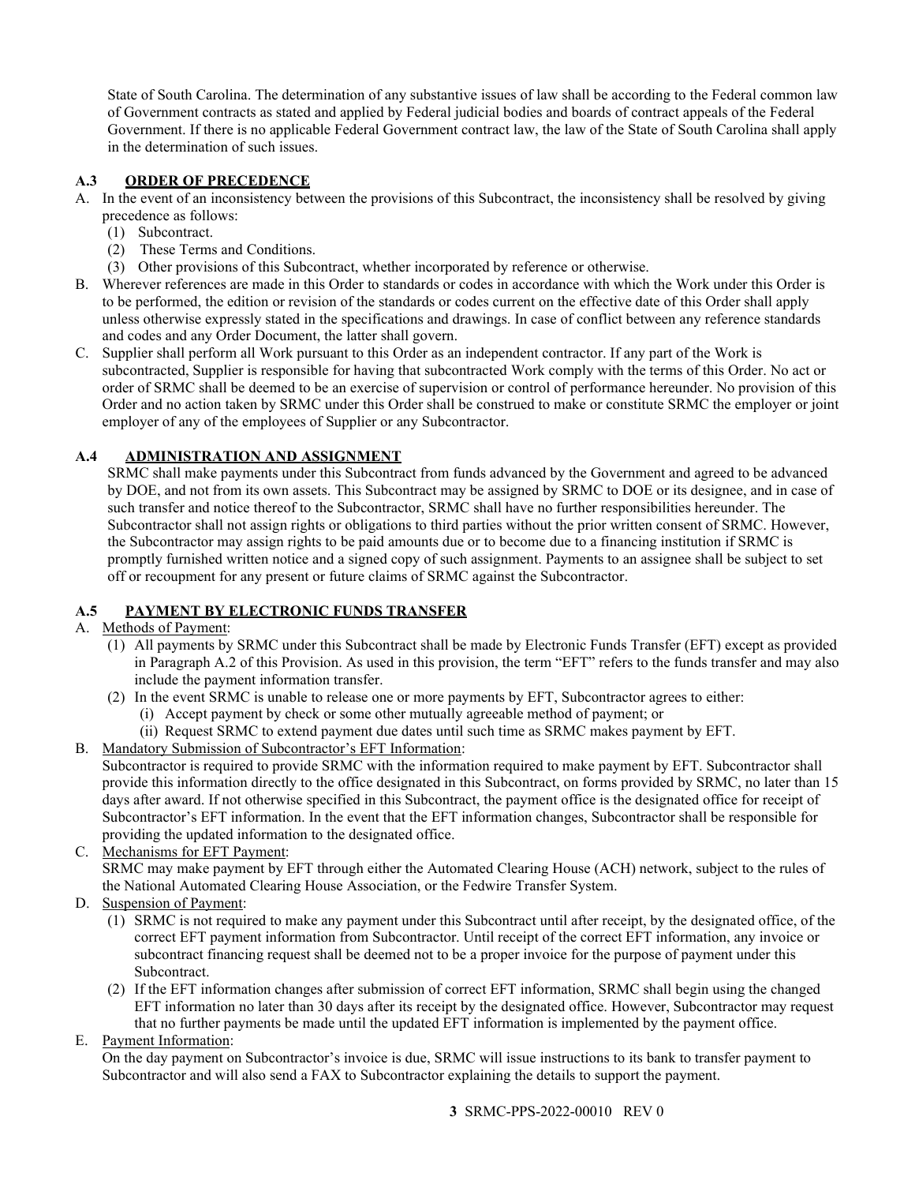State of South Carolina. The determination of any substantive issues of law shall be according to the Federal common law of Government contracts as stated and applied by Federal judicial bodies and boards of contract appeals of the Federal Government. If there is no applicable Federal Government contract law, the law of the State of South Carolina shall apply in the determination of such issues.

### A.3 ORDER OF PRECEDENCE

A. In the event of an inconsistency between the provisions of this Subcontract, the inconsistency shall be resolved by giving precedence as follows:
   (1) Subcontract.
   (2) These Terms and Conditions.
   (3) Other provisions of this Subcontract, whether incorporated by reference or otherwise.

B. Wherever references are made in this Order to standards or codes in accordance with which the Work under this Order is to be performed, the edition or revision of the standards or codes current on the effective date of this Order shall apply unless otherwise expressly stated in the specifications and drawings. In case of conflict between any reference standards and codes and any Order Document, the latter shall govern.

C. Supplier shall perform all Work pursuant to this Order as an independent contractor. If any part of the Work is subcontracted, Supplier is responsible for having that subcontracted Work comply with the terms of this Order. No act or order of SRMC shall be deemed to be an exercise of supervision or control of performance hereunder. No provision of this Order and no action taken by SRMC under this Order shall be construed to make or constitute SRMC the employer or joint employer of any of the employees of Supplier or any Subcontractor.

### A.4 ADMINISTRATION AND ASSIGNMENT

SRMC shall make payments under this Subcontract from funds advanced by the Government and agreed to be advanced by DOE, and not from its own assets. This Subcontract may be assigned by SRMC to DOE or its designee, and in case of such transfer and notice thereof to the Subcontractor, SRMC shall have no further responsibilities hereunder. The Subcontractor shall not assign rights or obligations to third parties without the prior written consent of SRMC. However, the Subcontractor may assign rights to be paid amounts due or to become due to a financing institution if SRMC is promptly furnished written notice and a signed copy of such assignment. Payments to an assignee shall be subject to set off or recoupment for any present or future claims of SRMC against the Subcontractor.

### A.5 PAYMENT BY ELECTRONIC FUNDS TRANSFER

A. Methods of Payment:
   (1) All payments by SRMC under this Subcontract shall be made by Electronic Funds Transfer (EFT) except as provided in Paragraph A.2 of this Provision. As used in this provision, the term "EFT" refers to the funds transfer and may also include the payment information transfer.
   (2) In the event SRMC is unable to release one or more payments by EFT, Subcontractor agrees to either:
      (i) Accept payment by check or some other mutually agreeable method of payment; or
      (ii) Request SRMC to extend payment due dates until such time as SRMC makes payment by EFT.

B. Mandatory Submission of Subcontractor's EFT Information:
Subcontractor is required to provide SRMC with the information required to make payment by EFT. Subcontractor shall provide this information directly to the office designated in this Subcontract, on forms provided by SRMC, no later than 15 days after award. If not otherwise specified in this Subcontract, the payment office is the designated office for receipt of Subcontractor's EFT information. In the event that the EFT information changes, Subcontractor shall be responsible for providing the updated information to the designated office.

C. Mechanisms for EFT Payment:
SRMC may make payment by EFT through either the Automated Clearing House (ACH) network, subject to the rules of the National Automated Clearing House Association, or the Fedwire Transfer System.

D. Suspension of Payment:
   (1) SRMC is not required to make any payment under this Subcontract until after receipt, by the designated office, of the correct EFT payment information from Subcontractor. Until receipt of the correct EFT information, any invoice or subcontract financing request shall be deemed not to be a proper invoice for the purpose of payment under this Subcontract.
   (2) If the EFT information changes after submission of correct EFT information, SRMC shall begin using the changed EFT information no later than 30 days after its receipt by the designated office. However, Subcontractor may request that no further payments be made until the updated EFT information is implemented by the payment office.

E. Payment Information:
On the day payment on Subcontractor's invoice is due, SRMC will issue instructions to its bank to transfer payment to Subcontractor and will also send a FAX to Subcontractor explaining the details to support the payment.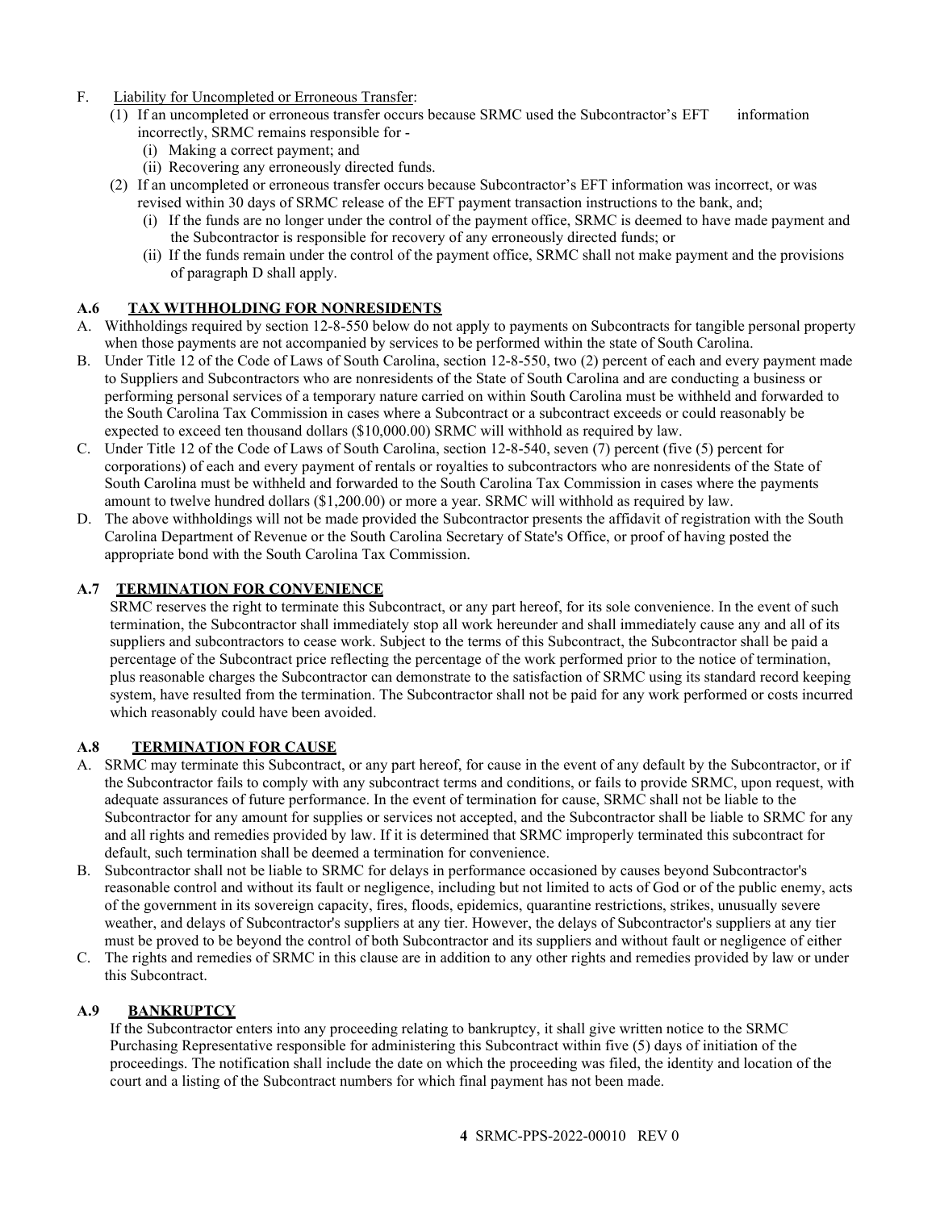F. Liability for Uncompleted or Erroneous Transfer:

(1) If an uncompleted or erroneous transfer occurs because SRMC used the Subcontractor's EFT information incorrectly, SRMC remains responsible for -

(i) Making a correct payment; and

(ii) Recovering any erroneously directed funds.

(2) If an uncompleted or erroneous transfer occurs because Subcontractor's EFT information was incorrect, or was revised within 30 days of SRMC release of the EFT payment transaction instructions to the bank, and;

(i) If the funds are no longer under the control of the payment office, SRMC is deemed to have made payment and the Subcontractor is responsible for recovery of any erroneously directed funds; or

(ii) If the funds remain under the control of the payment office, SRMC shall not make payment and the provisions of paragraph D shall apply.

## A.6 TAX WITHHOLDING FOR NONRESIDENTS

A. Withholdings required by section 12-8-550 below do not apply to payments on Subcontracts for tangible personal property when those payments are not accompanied by services to be performed within the state of South Carolina.

B. Under Title 12 of the Code of Laws of South Carolina, section 12-8-550, two (2) percent of each and every payment made to Suppliers and Subcontractors who are nonresidents of the State of South Carolina and are conducting a business or performing personal services of a temporary nature carried on within South Carolina must be withheld and forwarded to the South Carolina Tax Commission in cases where a Subcontract or a subcontract exceeds or could reasonably be expected to exceed ten thousand dollars ($10,000.00) SRMC will withhold as required by law.

C. Under Title 12 of the Code of Laws of South Carolina, section 12-8-540, seven (7) percent (five (5) percent for corporations) of each and every payment of rentals or royalties to subcontractors who are nonresidents of the State of South Carolina must be withheld and forwarded to the South Carolina Tax Commission in cases where the payments amount to twelve hundred dollars ($1,200.00) or more a year. SRMC will withhold as required by law.

D. The above withholdings will not be made provided the Subcontractor presents the affidavit of registration with the South Carolina Department of Revenue or the South Carolina Secretary of State's Office, or proof of having posted the appropriate bond with the South Carolina Tax Commission.

## A.7 TERMINATION FOR CONVENIENCE

SRMC reserves the right to terminate this Subcontract, or any part hereof, for its sole convenience. In the event of such termination, the Subcontractor shall immediately stop all work hereunder and shall immediately cause any and all of its suppliers and subcontractors to cease work. Subject to the terms of this Subcontract, the Subcontractor shall be paid a percentage of the Subcontract price reflecting the percentage of the work performed prior to the notice of termination, plus reasonable charges the Subcontractor can demonstrate to the satisfaction of SRMC using its standard record keeping system, have resulted from the termination. The Subcontractor shall not be paid for any work performed or costs incurred which reasonably could have been avoided.

## A.8 TERMINATION FOR CAUSE

A. SRMC may terminate this Subcontract, or any part hereof, for cause in the event of any default by the Subcontractor, or if the Subcontractor fails to comply with any subcontract terms and conditions, or fails to provide SRMC, upon request, with adequate assurances of future performance. In the event of termination for cause, SRMC shall not be liable to the Subcontractor for any amount for supplies or services not accepted, and the Subcontractor shall be liable to SRMC for any and all rights and remedies provided by law. If it is determined that SRMC improperly terminated this subcontract for default, such termination shall be deemed a termination for convenience.

B. Subcontractor shall not be liable to SRMC for delays in performance occasioned by causes beyond Subcontractor's reasonable control and without its fault or negligence, including but not limited to acts of God or of the public enemy, acts of the government in its sovereign capacity, fires, floods, epidemics, quarantine restrictions, strikes, unusually severe weather, and delays of Subcontractor's suppliers at any tier. However, the delays of Subcontractor's suppliers at any tier must be proved to be beyond the control of both Subcontractor and its suppliers and without fault or negligence of either

C. The rights and remedies of SRMC in this clause are in addition to any other rights and remedies provided by law or under this Subcontract.

## A.9 BANKRUPTCY

If the Subcontractor enters into any proceeding relating to bankruptcy, it shall give written notice to the SRMC Purchasing Representative responsible for administering this Subcontract within five (5) days of initiation of the proceedings. The notification shall include the date on which the proceeding was filed, the identity and location of the court and a listing of the Subcontract numbers for which final payment has not been made.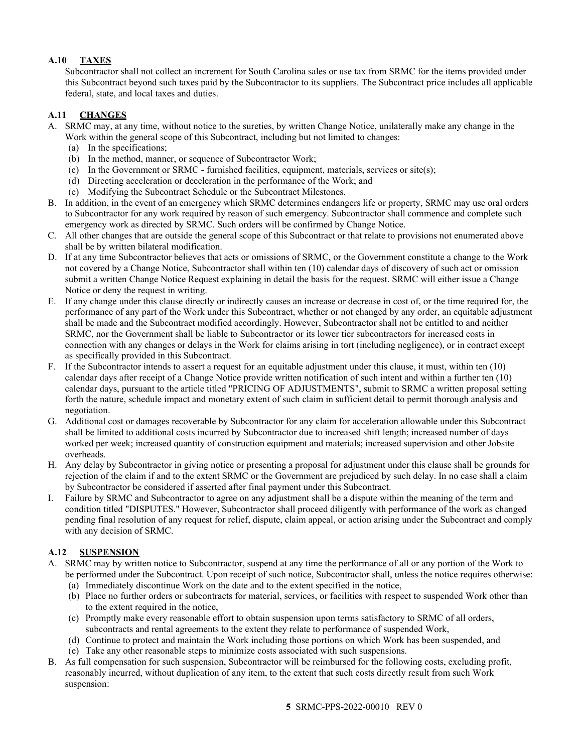### A.10 TAXES

Subcontractor shall not collect an increment for South Carolina sales or use tax from SRMC for the items provided under this Subcontract beyond such taxes paid by the Subcontractor to its suppliers. The Subcontract price includes all applicable federal, state, and local taxes and duties.

### A.11 CHANGES

A. SRMC may, at any time, without notice to the sureties, by written Change Notice, unilaterally make any change in the Work within the general scope of this Subcontract, including but not limited to changes:
   (a) In the specifications;
   (b) In the method, manner, or sequence of Subcontractor Work;
   (c) In the Government or SRMC - furnished facilities, equipment, materials, services or site(s);
   (d) Directing acceleration or deceleration in the performance of the Work; and
   (e) Modifying the Subcontract Schedule or the Subcontract Milestones.

B. In addition, in the event of an emergency which SRMC determines endangers life or property, SRMC may use oral orders to Subcontractor for any work required by reason of such emergency. Subcontractor shall commence and complete such emergency work as directed by SRMC. Such orders will be confirmed by Change Notice.

C. All other changes that are outside the general scope of this Subcontract or that relate to provisions not enumerated above shall be by written bilateral modification.

D. If at any time Subcontractor believes that acts or omissions of SRMC, or the Government constitute a change to the Work not covered by a Change Notice, Subcontractor shall within ten (10) calendar days of discovery of such act or omission submit a written Change Notice Request explaining in detail the basis for the request. SRMC will either issue a Change Notice or deny the request in writing.

E. If any change under this clause directly or indirectly causes an increase or decrease in cost of, or the time required for, the performance of any part of the Work under this Subcontract, whether or not changed by any order, an equitable adjustment shall be made and the Subcontract modified accordingly. However, Subcontractor shall not be entitled to and neither SRMC, nor the Government shall be liable to Subcontractor or its lower tier subcontractors for increased costs in connection with any changes or delays in the Work for claims arising in tort (including negligence), or in contract except as specifically provided in this Subcontract.

F. If the Subcontractor intends to assert a request for an equitable adjustment under this clause, it must, within ten (10) calendar days after receipt of a Change Notice provide written notification of such intent and within a further ten (10) calendar days, pursuant to the article titled "PRICING OF ADJUSTMENTS", submit to SRMC a written proposal setting forth the nature, schedule impact and monetary extent of such claim in sufficient detail to permit thorough analysis and negotiation.

G. Additional cost or damages recoverable by Subcontractor for any claim for acceleration allowable under this Subcontract shall be limited to additional costs incurred by Subcontractor due to increased shift length; increased number of days worked per week; increased quantity of construction equipment and materials; increased supervision and other Jobsite overheads.

H. Any delay by Subcontractor in giving notice or presenting a proposal for adjustment under this clause shall be grounds for rejection of the claim if and to the extent SRMC or the Government are prejudiced by such delay. In no case shall a claim by Subcontractor be considered if asserted after final payment under this Subcontract.

I. Failure by SRMC and Subcontractor to agree on any adjustment shall be a dispute within the meaning of the term and condition titled "DISPUTES." However, Subcontractor shall proceed diligently with performance of the work as changed pending final resolution of any request for relief, dispute, claim appeal, or action arising under the Subcontract and comply with any decision of SRMC.

### A.12 SUSPENSION

A. SRMC may by written notice to Subcontractor, suspend at any time the performance of all or any portion of the Work to be performed under the Subcontract. Upon receipt of such notice, Subcontractor shall, unless the notice requires otherwise:
   (a) Immediately discontinue Work on the date and to the extent specified in the notice,
   (b) Place no further orders or subcontracts for material, services, or facilities with respect to suspended Work other than to the extent required in the notice,
   (c) Promptly make every reasonable effort to obtain suspension upon terms satisfactory to SRMC of all orders, subcontracts and rental agreements to the extent they relate to performance of suspended Work,
   (d) Continue to protect and maintain the Work including those portions on which Work has been suspended, and
   (e) Take any other reasonable steps to minimize costs associated with such suspensions.

B. As full compensation for such suspension, Subcontractor will be reimbursed for the following costs, excluding profit, reasonably incurred, without duplication of any item, to the extent that such costs directly result from such Work suspension: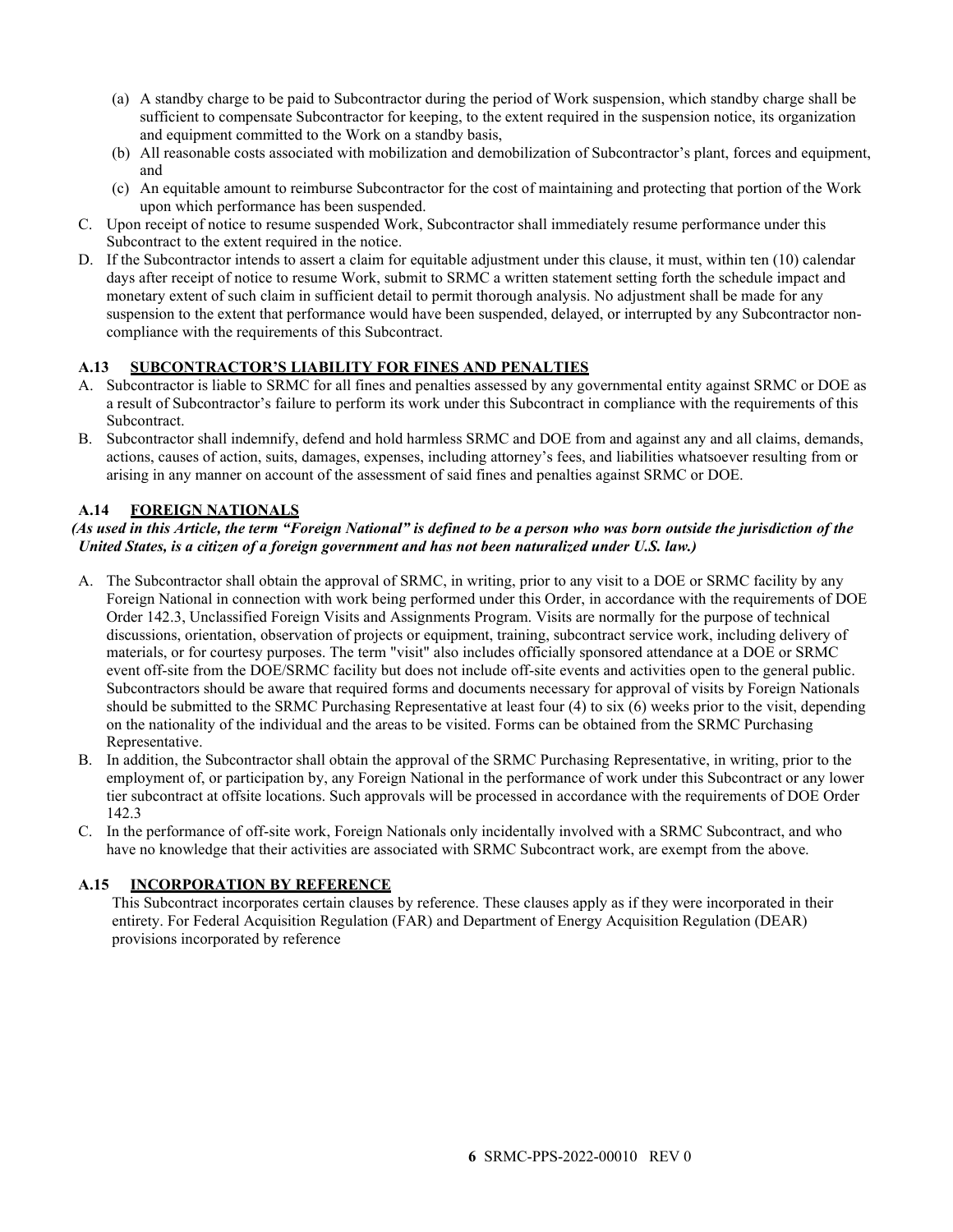(a) A standby charge to be paid to Subcontractor during the period of Work suspension, which standby charge shall be sufficient to compensate Subcontractor for keeping, to the extent required in the suspension notice, its organization and equipment committed to the Work on a standby basis,

(b) All reasonable costs associated with mobilization and demobilization of Subcontractor's plant, forces and equipment, and

(c) An equitable amount to reimburse Subcontractor for the cost of maintaining and protecting that portion of the Work upon which performance has been suspended.

C. Upon receipt of notice to resume suspended Work, Subcontractor shall immediately resume performance under this Subcontract to the extent required in the notice.

D. If the Subcontractor intends to assert a claim for equitable adjustment under this clause, it must, within ten (10) calendar days after receipt of notice to resume Work, submit to SRMC a written statement setting forth the schedule impact and monetary extent of such claim in sufficient detail to permit thorough analysis. No adjustment shall be made for any suspension to the extent that performance would have been suspended, delayed, or interrupted by any Subcontractor non-compliance with the requirements of this Subcontract.

### A.13 SUBCONTRACTOR'S LIABILITY FOR FINES AND PENALTIES

A. Subcontractor is liable to SRMC for all fines and penalties assessed by any governmental entity against SRMC or DOE as a result of Subcontractor's failure to perform its work under this Subcontract in compliance with the requirements of this Subcontract.

B. Subcontractor shall indemnify, defend and hold harmless SRMC and DOE from and against any and all claims, demands, actions, causes of action, suits, damages, expenses, including attorney's fees, and liabilities whatsoever resulting from or arising in any manner on account of the assessment of said fines and penalties against SRMC or DOE.

### A.14 FOREIGN NATIONALS

***(As used in this Article, the term "Foreign National" is defined to be a person who was born outside the jurisdiction of the United States, is a citizen of a foreign government and has not been naturalized under U.S. law.)***

A. The Subcontractor shall obtain the approval of SRMC, in writing, prior to any visit to a DOE or SRMC facility by any Foreign National in connection with work being performed under this Order, in accordance with the requirements of DOE Order 142.3, Unclassified Foreign Visits and Assignments Program. Visits are normally for the purpose of technical discussions, orientation, observation of projects or equipment, training, subcontract service work, including delivery of materials, or for courtesy purposes. The term "visit" also includes officially sponsored attendance at a DOE or SRMC event off-site from the DOE/SRMC facility but does not include off-site events and activities open to the general public. Subcontractors should be aware that required forms and documents necessary for approval of visits by Foreign Nationals should be submitted to the SRMC Purchasing Representative at least four (4) to six (6) weeks prior to the visit, depending on the nationality of the individual and the areas to be visited. Forms can be obtained from the SRMC Purchasing Representative.

B. In addition, the Subcontractor shall obtain the approval of the SRMC Purchasing Representative, in writing, prior to the employment of, or participation by, any Foreign National in the performance of work under this Subcontract or any lower tier subcontract at offsite locations. Such approvals will be processed in accordance with the requirements of DOE Order 142.3

C. In the performance of off-site work, Foreign Nationals only incidentally involved with a SRMC Subcontract, and who have no knowledge that their activities are associated with SRMC Subcontract work, are exempt from the above.

### A.15 INCORPORATION BY REFERENCE

This Subcontract incorporates certain clauses by reference. These clauses apply as if they were incorporated in their entirety. For Federal Acquisition Regulation (FAR) and Department of Energy Acquisition Regulation (DEAR) provisions incorporated by reference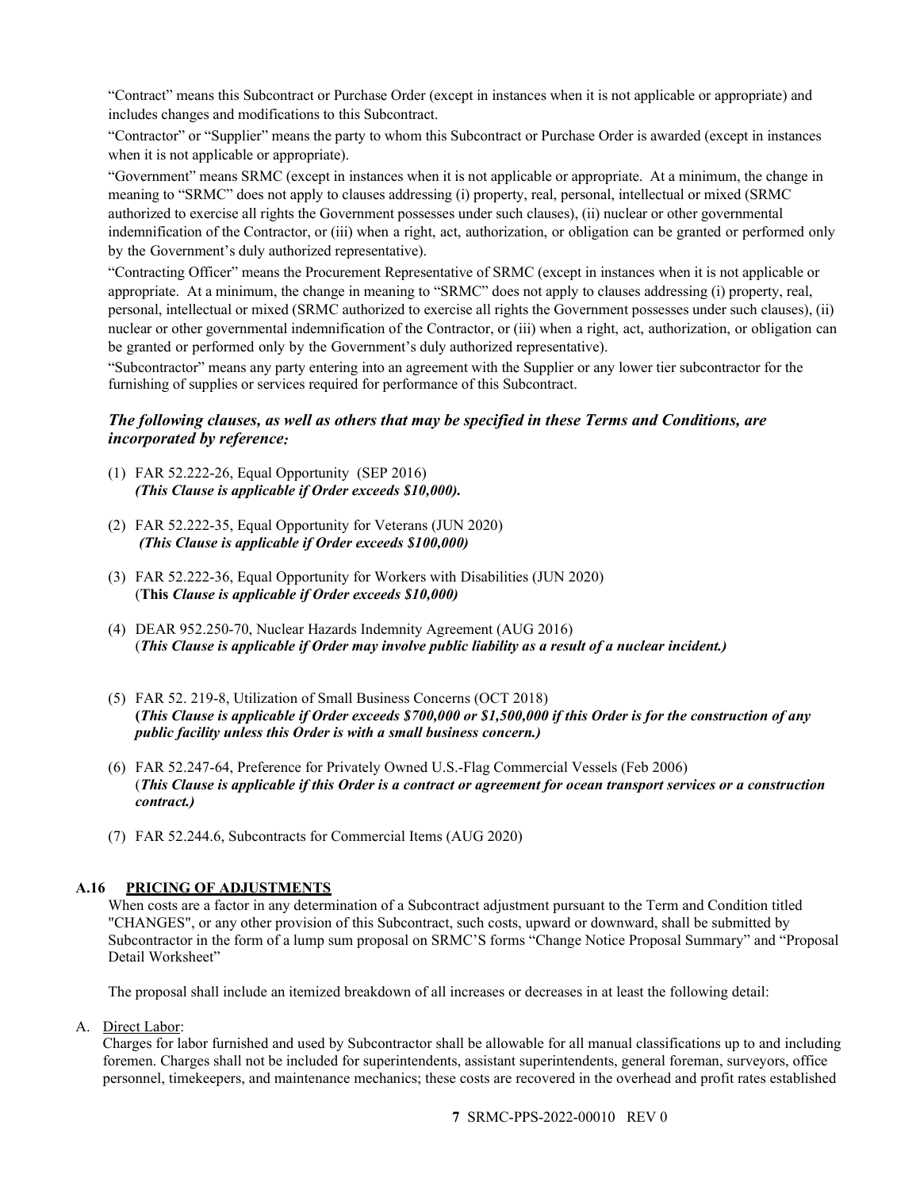"Contract" means this Subcontract or Purchase Order (except in instances when it is not applicable or appropriate) and includes changes and modifications to this Subcontract.

"Contractor" or "Supplier" means the party to whom this Subcontract or Purchase Order is awarded (except in instances when it is not applicable or appropriate).

"Government" means SRMC (except in instances when it is not applicable or appropriate. At a minimum, the change in meaning to "SRMC" does not apply to clauses addressing (i) property, real, personal, intellectual or mixed (SRMC authorized to exercise all rights the Government possesses under such clauses), (ii) nuclear or other governmental indemnification of the Contractor, or (iii) when a right, act, authorization, or obligation can be granted or performed only by the Government's duly authorized representative).

"Contracting Officer" means the Procurement Representative of SRMC (except in instances when it is not applicable or appropriate. At a minimum, the change in meaning to "SRMC" does not apply to clauses addressing (i) property, real, personal, intellectual or mixed (SRMC authorized to exercise all rights the Government possesses under such clauses), (ii) nuclear or other governmental indemnification of the Contractor, or (iii) when a right, act, authorization, or obligation can be granted or performed only by the Government's duly authorized representative).

"Subcontractor" means any party entering into an agreement with the Supplier or any lower tier subcontractor for the furnishing of supplies or services required for performance of this Subcontract.

***The following clauses, as well as others that may be specified in these Terms and Conditions, are incorporated by reference:***

(1) FAR 52.222-26, Equal Opportunity (SEP 2016)
*(This Clause is applicable if Order exceeds $10,000).*

(2) FAR 52.222-35, Equal Opportunity for Veterans (JUN 2020)
*(This Clause is applicable if Order exceeds $100,000)*

(3) FAR 52.222-36, Equal Opportunity for Workers with Disabilities (JUN 2020)
(**This** *Clause is applicable if Order exceeds $10,000)*

(4) DEAR 952.250-70, Nuclear Hazards Indemnity Agreement (AUG 2016)
(***This Clause is applicable if Order may involve public liability as a result of a nuclear incident.)***

(5) FAR 52. 219-8, Utilization of Small Business Concerns (OCT 2018)
**(*This Clause is applicable if Order exceeds $700,000 or $1,500,000 if this Order is for the construction of any public facility unless this Order is with a small business concern.)***

(6) FAR 52.247-64, Preference for Privately Owned U.S.-Flag Commercial Vessels (Feb 2006)
(***This Clause is applicable if this Order is a contract or agreement for ocean transport services or a construction contract.)***

(7) FAR 52.244.6, Subcontracts for Commercial Items (AUG 2020)

## A.16 PRICING OF ADJUSTMENTS

When costs are a factor in any determination of a Subcontract adjustment pursuant to the Term and Condition titled "CHANGES", or any other provision of this Subcontract, such costs, upward or downward, shall be submitted by Subcontractor in the form of a lump sum proposal on SRMC'S forms "Change Notice Proposal Summary" and "Proposal Detail Worksheet"

The proposal shall include an itemized breakdown of all increases or decreases in at least the following detail:

A. Direct Labor:

Charges for labor furnished and used by Subcontractor shall be allowable for all manual classifications up to and including foremen. Charges shall not be included for superintendents, assistant superintendents, general foreman, surveyors, office personnel, timekeepers, and maintenance mechanics; these costs are recovered in the overhead and profit rates established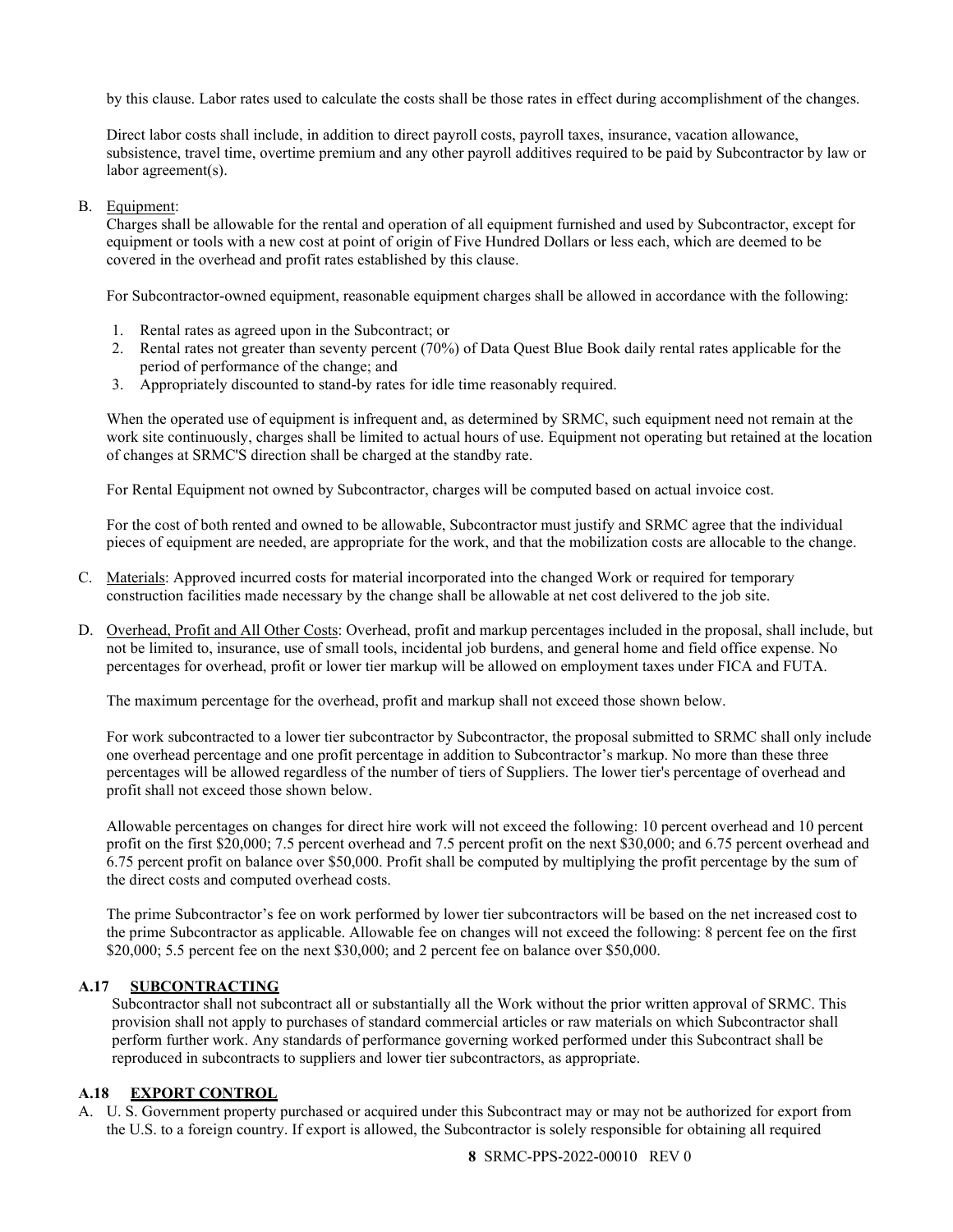by this clause. Labor rates used to calculate the costs shall be those rates in effect during accomplishment of the changes.

Direct labor costs shall include, in addition to direct payroll costs, payroll taxes, insurance, vacation allowance, subsistence, travel time, overtime premium and any other payroll additives required to be paid by Subcontractor by law or labor agreement(s).

B. Equipment:

Charges shall be allowable for the rental and operation of all equipment furnished and used by Subcontractor, except for equipment or tools with a new cost at point of origin of Five Hundred Dollars or less each, which are deemed to be covered in the overhead and profit rates established by this clause.

For Subcontractor-owned equipment, reasonable equipment charges shall be allowed in accordance with the following:

1. Rental rates as agreed upon in the Subcontract; or
2. Rental rates not greater than seventy percent (70%) of Data Quest Blue Book daily rental rates applicable for the period of performance of the change; and
3. Appropriately discounted to stand-by rates for idle time reasonably required.

When the operated use of equipment is infrequent and, as determined by SRMC, such equipment need not remain at the work site continuously, charges shall be limited to actual hours of use. Equipment not operating but retained at the location of changes at SRMC'S direction shall be charged at the standby rate.

For Rental Equipment not owned by Subcontractor, charges will be computed based on actual invoice cost.

For the cost of both rented and owned to be allowable, Subcontractor must justify and SRMC agree that the individual pieces of equipment are needed, are appropriate for the work, and that the mobilization costs are allocable to the change.

C. Materials: Approved incurred costs for material incorporated into the changed Work or required for temporary construction facilities made necessary by the change shall be allowable at net cost delivered to the job site.

D. Overhead, Profit and All Other Costs: Overhead, profit and markup percentages included in the proposal, shall include, but not be limited to, insurance, use of small tools, incidental job burdens, and general home and field office expense. No percentages for overhead, profit or lower tier markup will be allowed on employment taxes under FICA and FUTA.

The maximum percentage for the overhead, profit and markup shall not exceed those shown below.

For work subcontracted to a lower tier subcontractor by Subcontractor, the proposal submitted to SRMC shall only include one overhead percentage and one profit percentage in addition to Subcontractor's markup. No more than these three percentages will be allowed regardless of the number of tiers of Suppliers. The lower tier's percentage of overhead and profit shall not exceed those shown below.

Allowable percentages on changes for direct hire work will not exceed the following: 10 percent overhead and 10 percent profit on the first $20,000; 7.5 percent overhead and 7.5 percent profit on the next $30,000; and 6.75 percent overhead and 6.75 percent profit on balance over $50,000. Profit shall be computed by multiplying the profit percentage by the sum of the direct costs and computed overhead costs.

The prime Subcontractor's fee on work performed by lower tier subcontractors will be based on the net increased cost to the prime Subcontractor as applicable. Allowable fee on changes will not exceed the following: 8 percent fee on the first $20,000; 5.5 percent fee on the next $30,000; and 2 percent fee on balance over $50,000.

## A.17 SUBCONTRACTING

Subcontractor shall not subcontract all or substantially all the Work without the prior written approval of SRMC. This provision shall not apply to purchases of standard commercial articles or raw materials on which Subcontractor shall perform further work. Any standards of performance governing worked performed under this Subcontract shall be reproduced in subcontracts to suppliers and lower tier subcontractors, as appropriate.

## A.18 EXPORT CONTROL

A. U. S. Government property purchased or acquired under this Subcontract may or may not be authorized for export from the U.S. to a foreign country. If export is allowed, the Subcontractor is solely responsible for obtaining all required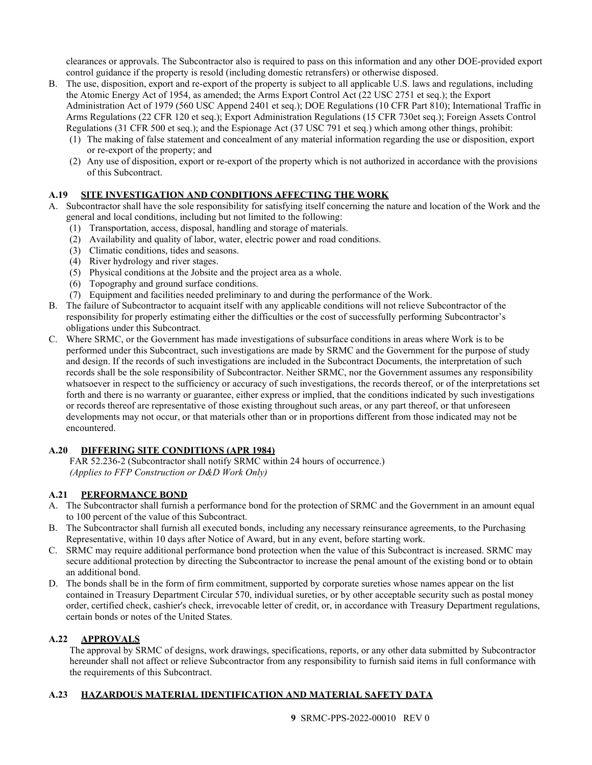clearances or approvals. The Subcontractor also is required to pass on this information and any other DOE-provided export control guidance if the property is resold (including domestic retransfers) or otherwise disposed.

B. The use, disposition, export and re-export of the property is subject to all applicable U.S. laws and regulations, including the Atomic Energy Act of 1954, as amended; the Arms Export Control Act (22 USC 2751 et seq.); the Export Administration Act of 1979 (560 USC Append 2401 et seq.); DOE Regulations (10 CFR Part 810); International Traffic in Arms Regulations (22 CFR 120 et seq.); Export Administration Regulations (15 CFR 730et seq.); Foreign Assets Control Regulations (31 CFR 500 et seq.); and the Espionage Act (37 USC 791 et seq.) which among other things, prohibit:
   (1) The making of false statement and concealment of any material information regarding the use or disposition, export or re-export of the property; and
   (2) Any use of disposition, export or re-export of the property which is not authorized in accordance with the provisions of this Subcontract.

### A.19 SITE INVESTIGATION AND CONDITIONS AFFECTING THE WORK

A. Subcontractor shall have the sole responsibility for satisfying itself concerning the nature and location of the Work and the general and local conditions, including but not limited to the following:
   (1) Transportation, access, disposal, handling and storage of materials.
   (2) Availability and quality of labor, water, electric power and road conditions.
   (3) Climatic conditions, tides and seasons.
   (4) River hydrology and river stages.
   (5) Physical conditions at the Jobsite and the project area as a whole.
   (6) Topography and ground surface conditions.
   (7) Equipment and facilities needed preliminary to and during the performance of the Work.

B. The failure of Subcontractor to acquaint itself with any applicable conditions will not relieve Subcontractor of the responsibility for properly estimating either the difficulties or the cost of successfully performing Subcontractor's obligations under this Subcontract.

C. Where SRMC, or the Government has made investigations of subsurface conditions in areas where Work is to be performed under this Subcontract, such investigations are made by SRMC and the Government for the purpose of study and design. If the records of such investigations are included in the Subcontract Documents, the interpretation of such records shall be the sole responsibility of Subcontractor. Neither SRMC, nor the Government assumes any responsibility whatsoever in respect to the sufficiency or accuracy of such investigations, the records thereof, or of the interpretations set forth and there is no warranty or guarantee, either express or implied, that the conditions indicated by such investigations or records thereof are representative of those existing throughout such areas, or any part thereof, or that unforeseen developments may not occur, or that materials other than or in proportions different from those indicated may not be encountered.

### A.20 DIFFERING SITE CONDITIONS (APR 1984)

FAR 52.236-2 (Subcontractor shall notify SRMC within 24 hours of occurrence.)
*(Applies to FFP Construction or D&D Work Only)*

### A.21 PERFORMANCE BOND

A. The Subcontractor shall furnish a performance bond for the protection of SRMC and the Government in an amount equal to 100 percent of the value of this Subcontract.

B. The Subcontractor shall furnish all executed bonds, including any necessary reinsurance agreements, to the Purchasing Representative, within 10 days after Notice of Award, but in any event, before starting work.

C. SRMC may require additional performance bond protection when the value of this Subcontract is increased. SRMC may secure additional protection by directing the Subcontractor to increase the penal amount of the existing bond or to obtain an additional bond.

D. The bonds shall be in the form of firm commitment, supported by corporate sureties whose names appear on the list contained in Treasury Department Circular 570, individual sureties, or by other acceptable security such as postal money order, certified check, cashier's check, irrevocable letter of credit, or, in accordance with Treasury Department regulations, certain bonds or notes of the United States.

### A.22 APPROVALS

The approval by SRMC of designs, work drawings, specifications, reports, or any other data submitted by Subcontractor hereunder shall not affect or relieve Subcontractor from any responsibility to furnish said items in full conformance with the requirements of this Subcontract.

### A.23 HAZARDOUS MATERIAL IDENTIFICATION AND MATERIAL SAFETY DATA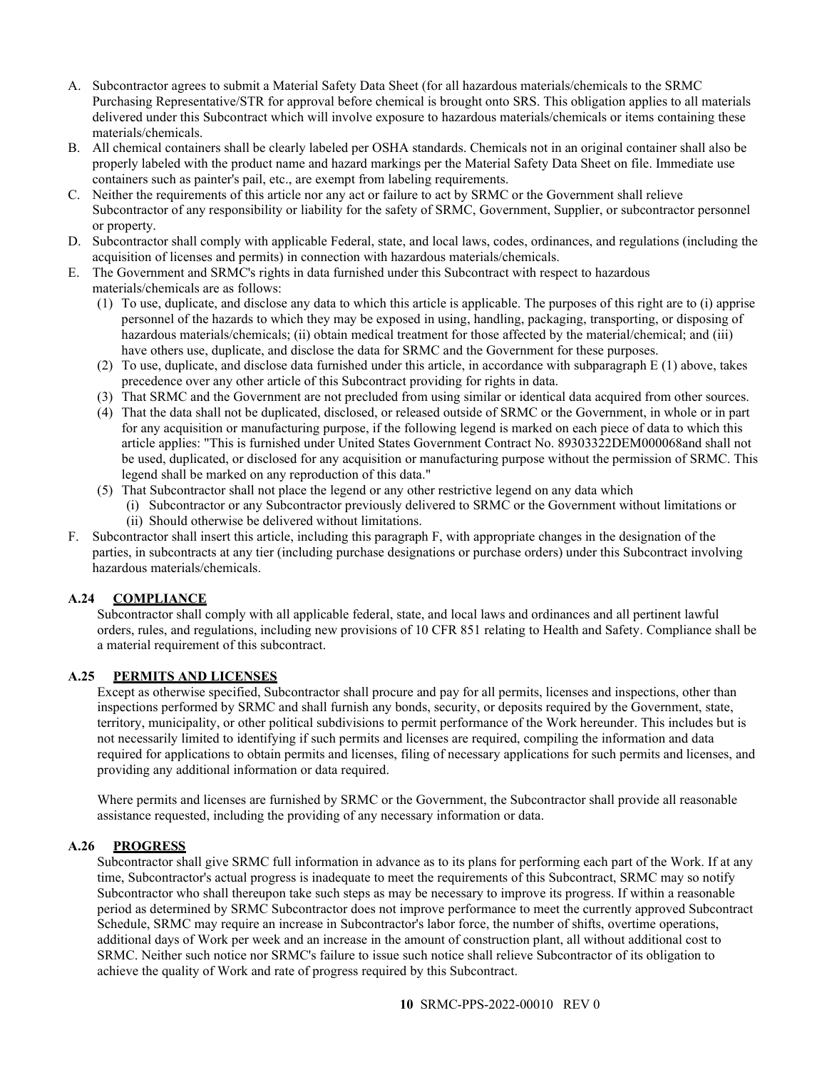A. Subcontractor agrees to submit a Material Safety Data Sheet (for all hazardous materials/chemicals to the SRMC Purchasing Representative/STR for approval before chemical is brought onto SRS. This obligation applies to all materials delivered under this Subcontract which will involve exposure to hazardous materials/chemicals or items containing these materials/chemicals.
B. All chemical containers shall be clearly labeled per OSHA standards. Chemicals not in an original container shall also be properly labeled with the product name and hazard markings per the Material Safety Data Sheet on file. Immediate use containers such as painter's pail, etc., are exempt from labeling requirements.
C. Neither the requirements of this article nor any act or failure to act by SRMC or the Government shall relieve Subcontractor of any responsibility or liability for the safety of SRMC, Government, Supplier, or subcontractor personnel or property.
D. Subcontractor shall comply with applicable Federal, state, and local laws, codes, ordinances, and regulations (including the acquisition of licenses and permits) in connection with hazardous materials/chemicals.
E. The Government and SRMC's rights in data furnished under this Subcontract with respect to hazardous materials/chemicals are as follows:
   (1) To use, duplicate, and disclose any data to which this article is applicable. The purposes of this right are to (i) apprise personnel of the hazards to which they may be exposed in using, handling, packaging, transporting, or disposing of hazardous materials/chemicals; (ii) obtain medical treatment for those affected by the material/chemical; and (iii) have others use, duplicate, and disclose the data for SRMC and the Government for these purposes.
   (2) To use, duplicate, and disclose data furnished under this article, in accordance with subparagraph E (1) above, takes precedence over any other article of this Subcontract providing for rights in data.
   (3) That SRMC and the Government are not precluded from using similar or identical data acquired from other sources.
   (4) That the data shall not be duplicated, disclosed, or released outside of SRMC or the Government, in whole or in part for any acquisition or manufacturing purpose, if the following legend is marked on each piece of data to which this article applies: "This is furnished under United States Government Contract No. 89303322DEM000068and shall not be used, duplicated, or disclosed for any acquisition or manufacturing purpose without the permission of SRMC. This legend shall be marked on any reproduction of this data."
   (5) That Subcontractor shall not place the legend or any other restrictive legend on any data which
      (i) Subcontractor or any Subcontractor previously delivered to SRMC or the Government without limitations or
      (ii) Should otherwise be delivered without limitations.
F. Subcontractor shall insert this article, including this paragraph F, with appropriate changes in the designation of the parties, in subcontracts at any tier (including purchase designations or purchase orders) under this Subcontract involving hazardous materials/chemicals.

### A.24 COMPLIANCE

Subcontractor shall comply with all applicable federal, state, and local laws and ordinances and all pertinent lawful orders, rules, and regulations, including new provisions of 10 CFR 851 relating to Health and Safety. Compliance shall be a material requirement of this subcontract.

### A.25 PERMITS AND LICENSES

Except as otherwise specified, Subcontractor shall procure and pay for all permits, licenses and inspections, other than inspections performed by SRMC and shall furnish any bonds, security, or deposits required by the Government, state, territory, municipality, or other political subdivisions to permit performance of the Work hereunder. This includes but is not necessarily limited to identifying if such permits and licenses are required, compiling the information and data required for applications to obtain permits and licenses, filing of necessary applications for such permits and licenses, and providing any additional information or data required.

Where permits and licenses are furnished by SRMC or the Government, the Subcontractor shall provide all reasonable assistance requested, including the providing of any necessary information or data.

### A.26 PROGRESS

Subcontractor shall give SRMC full information in advance as to its plans for performing each part of the Work. If at any time, Subcontractor's actual progress is inadequate to meet the requirements of this Subcontract, SRMC may so notify Subcontractor who shall thereupon take such steps as may be necessary to improve its progress. If within a reasonable period as determined by SRMC Subcontractor does not improve performance to meet the currently approved Subcontract Schedule, SRMC may require an increase in Subcontractor's labor force, the number of shifts, overtime operations, additional days of Work per week and an increase in the amount of construction plant, all without additional cost to SRMC. Neither such notice nor SRMC's failure to issue such notice shall relieve Subcontractor of its obligation to achieve the quality of Work and rate of progress required by this Subcontract.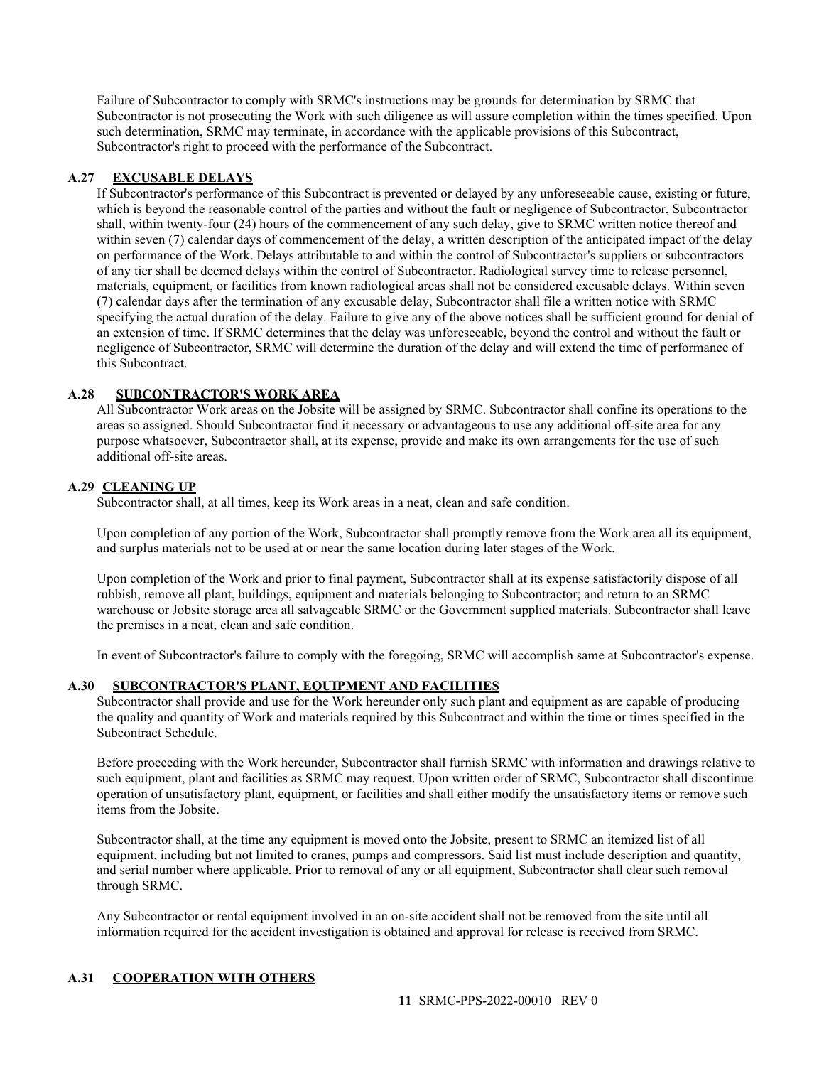Failure of Subcontractor to comply with SRMC's instructions may be grounds for determination by SRMC that Subcontractor is not prosecuting the Work with such diligence as will assure completion within the times specified. Upon such determination, SRMC may terminate, in accordance with the applicable provisions of this Subcontract, Subcontractor's right to proceed with the performance of the Subcontract.

### A.27 EXCUSABLE DELAYS

If Subcontractor's performance of this Subcontract is prevented or delayed by any unforeseeable cause, existing or future, which is beyond the reasonable control of the parties and without the fault or negligence of Subcontractor, Subcontractor shall, within twenty-four (24) hours of the commencement of any such delay, give to SRMC written notice thereof and within seven (7) calendar days of commencement of the delay, a written description of the anticipated impact of the delay on performance of the Work. Delays attributable to and within the control of Subcontractor's suppliers or subcontractors of any tier shall be deemed delays within the control of Subcontractor. Radiological survey time to release personnel, materials, equipment, or facilities from known radiological areas shall not be considered excusable delays. Within seven (7) calendar days after the termination of any excusable delay, Subcontractor shall file a written notice with SRMC specifying the actual duration of the delay. Failure to give any of the above notices shall be sufficient ground for denial of an extension of time. If SRMC determines that the delay was unforeseeable, beyond the control and without the fault or negligence of Subcontractor, SRMC will determine the duration of the delay and will extend the time of performance of this Subcontract.

### A.28 SUBCONTRACTOR'S WORK AREA

All Subcontractor Work areas on the Jobsite will be assigned by SRMC. Subcontractor shall confine its operations to the areas so assigned. Should Subcontractor find it necessary or advantageous to use any additional off-site area for any purpose whatsoever, Subcontractor shall, at its expense, provide and make its own arrangements for the use of such additional off-site areas.

### A.29 CLEANING UP

Subcontractor shall, at all times, keep its Work areas in a neat, clean and safe condition.

Upon completion of any portion of the Work, Subcontractor shall promptly remove from the Work area all its equipment, and surplus materials not to be used at or near the same location during later stages of the Work.

Upon completion of the Work and prior to final payment, Subcontractor shall at its expense satisfactorily dispose of all rubbish, remove all plant, buildings, equipment and materials belonging to Subcontractor; and return to an SRMC warehouse or Jobsite storage area all salvageable SRMC or the Government supplied materials. Subcontractor shall leave the premises in a neat, clean and safe condition.

In event of Subcontractor's failure to comply with the foregoing, SRMC will accomplish same at Subcontractor's expense.

### A.30 SUBCONTRACTOR'S PLANT, EQUIPMENT AND FACILITIES

Subcontractor shall provide and use for the Work hereunder only such plant and equipment as are capable of producing the quality and quantity of Work and materials required by this Subcontract and within the time or times specified in the Subcontract Schedule.

Before proceeding with the Work hereunder, Subcontractor shall furnish SRMC with information and drawings relative to such equipment, plant and facilities as SRMC may request. Upon written order of SRMC, Subcontractor shall discontinue operation of unsatisfactory plant, equipment, or facilities and shall either modify the unsatisfactory items or remove such items from the Jobsite.

Subcontractor shall, at the time any equipment is moved onto the Jobsite, present to SRMC an itemized list of all equipment, including but not limited to cranes, pumps and compressors. Said list must include description and quantity, and serial number where applicable. Prior to removal of any or all equipment, Subcontractor shall clear such removal through SRMC.

Any Subcontractor or rental equipment involved in an on-site accident shall not be removed from the site until all information required for the accident investigation is obtained and approval for release is received from SRMC.

### A.31 COOPERATION WITH OTHERS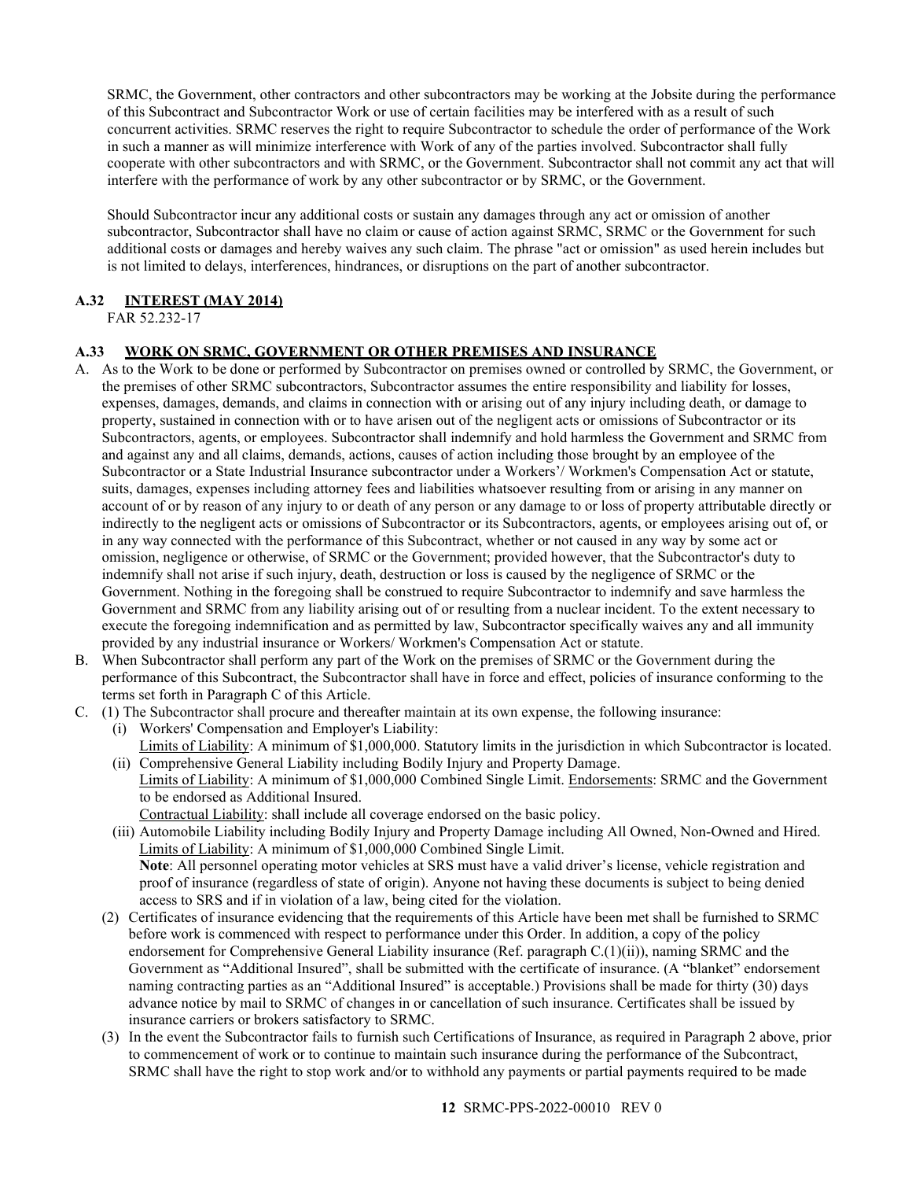SRMC, the Government, other contractors and other subcontractors may be working at the Jobsite during the performance of this Subcontract and Subcontractor Work or use of certain facilities may be interfered with as a result of such concurrent activities. SRMC reserves the right to require Subcontractor to schedule the order of performance of the Work in such a manner as will minimize interference with Work of any of the parties involved. Subcontractor shall fully cooperate with other subcontractors and with SRMC, or the Government. Subcontractor shall not commit any act that will interfere with the performance of work by any other subcontractor or by SRMC, or the Government.

Should Subcontractor incur any additional costs or sustain any damages through any act or omission of another subcontractor, Subcontractor shall have no claim or cause of action against SRMC, SRMC or the Government for such additional costs or damages and hereby waives any such claim. The phrase "act or omission" as used herein includes but is not limited to delays, interferences, hindrances, or disruptions on the part of another subcontractor.

### A.32 INTEREST (MAY 2014)

FAR 52.232-17

### A.33 WORK ON SRMC, GOVERNMENT OR OTHER PREMISES AND INSURANCE

A. As to the Work to be done or performed by Subcontractor on premises owned or controlled by SRMC, the Government, or the premises of other SRMC subcontractors, Subcontractor assumes the entire responsibility and liability for losses, expenses, damages, demands, and claims in connection with or arising out of any injury including death, or damage to property, sustained in connection with or to have arisen out of the negligent acts or omissions of Subcontractor or its Subcontractors, agents, or employees. Subcontractor shall indemnify and hold harmless the Government and SRMC from and against any and all claims, demands, actions, causes of action including those brought by an employee of the Subcontractor or a State Industrial Insurance subcontractor under a Workers'/ Workmen's Compensation Act or statute, suits, damages, expenses including attorney fees and liabilities whatsoever resulting from or arising in any manner on account of or by reason of any injury to or death of any person or any damage to or loss of property attributable directly or indirectly to the negligent acts or omissions of Subcontractor or its Subcontractors, agents, or employees arising out of, or in any way connected with the performance of this Subcontract, whether or not caused in any way by some act or omission, negligence or otherwise, of SRMC or the Government; provided however, that the Subcontractor's duty to indemnify shall not arise if such injury, death, destruction or loss is caused by the negligence of SRMC or the Government. Nothing in the foregoing shall be construed to require Subcontractor to indemnify and save harmless the Government and SRMC from any liability arising out of or resulting from a nuclear incident. To the extent necessary to execute the foregoing indemnification and as permitted by law, Subcontractor specifically waives any and all immunity provided by any industrial insurance or Workers/ Workmen's Compensation Act or statute.

B. When Subcontractor shall perform any part of the Work on the premises of SRMC or the Government during the performance of this Subcontract, the Subcontractor shall have in force and effect, policies of insurance conforming to the terms set forth in Paragraph C of this Article.

C. (1) The Subcontractor shall procure and thereafter maintain at its own expense, the following insurance:
   - (i) Workers' Compensation and Employer's Liability:
     Limits of Liability: A minimum of $1,000,000. Statutory limits in the jurisdiction in which Subcontractor is located.
   - (ii) Comprehensive General Liability including Bodily Injury and Property Damage.
     Limits of Liability: A minimum of $1,000,000 Combined Single Limit. Endorsements: SRMC and the Government to be endorsed as Additional Insured.
     Contractual Liability: shall include all coverage endorsed on the basic policy.
   - (iii) Automobile Liability including Bodily Injury and Property Damage including All Owned, Non-Owned and Hired.
     Limits of Liability: A minimum of $1,000,000 Combined Single Limit.
     **Note**: All personnel operating motor vehicles at SRS must have a valid driver's license, vehicle registration and proof of insurance (regardless of state of origin). Anyone not having these documents is subject to being denied access to SRS and if in violation of a law, being cited for the violation.

   (2) Certificates of insurance evidencing that the requirements of this Article have been met shall be furnished to SRMC before work is commenced with respect to performance under this Order. In addition, a copy of the policy endorsement for Comprehensive General Liability insurance (Ref. paragraph C.(1)(ii)), naming SRMC and the Government as "Additional Insured", shall be submitted with the certificate of insurance. (A "blanket" endorsement naming contracting parties as an "Additional Insured" is acceptable.) Provisions shall be made for thirty (30) days advance notice by mail to SRMC of changes in or cancellation of such insurance. Certificates shall be issued by insurance carriers or brokers satisfactory to SRMC.

   (3) In the event the Subcontractor fails to furnish such Certifications of Insurance, as required in Paragraph 2 above, prior to commencement of work or to continue to maintain such insurance during the performance of the Subcontract, SRMC shall have the right to stop work and/or to withhold any payments or partial payments required to be made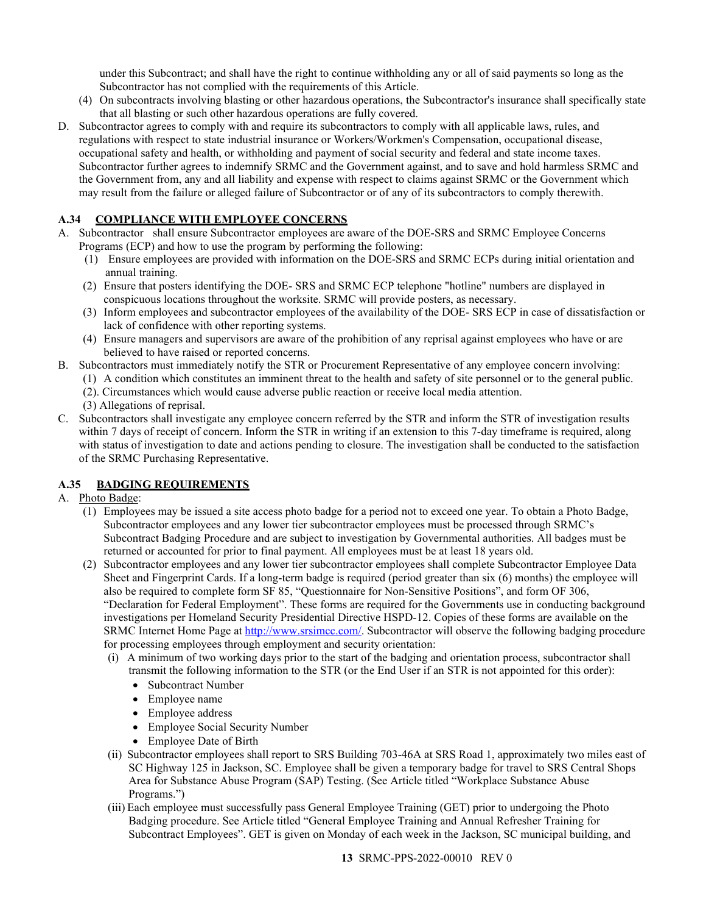under this Subcontract; and shall have the right to continue withholding any or all of said payments so long as the Subcontractor has not complied with the requirements of this Article.

(4) On subcontracts involving blasting or other hazardous operations, the Subcontractor's insurance shall specifically state that all blasting or such other hazardous operations are fully covered.

D. Subcontractor agrees to comply with and require its subcontractors to comply with all applicable laws, rules, and regulations with respect to state industrial insurance or Workers/Workmen's Compensation, occupational disease, occupational safety and health, or withholding and payment of social security and federal and state income taxes. Subcontractor further agrees to indemnify SRMC and the Government against, and to save and hold harmless SRMC and the Government from, any and all liability and expense with respect to claims against SRMC or the Government which may result from the failure or alleged failure of Subcontractor or of any of its subcontractors to comply therewith.

### A.34 <u>COMPLIANCE WITH EMPLOYEE CONCERNS</u>

A. Subcontractor shall ensure Subcontractor employees are aware of the DOE-SRS and SRMC Employee Concerns Programs (ECP) and how to use the program by performing the following:
   (1) Ensure employees are provided with information on the DOE-SRS and SRMC ECPs during initial orientation and annual training.
   (2) Ensure that posters identifying the DOE- SRS and SRMC ECP telephone "hotline" numbers are displayed in conspicuous locations throughout the worksite. SRMC will provide posters, as necessary.
   (3) Inform employees and subcontractor employees of the availability of the DOE- SRS ECP in case of dissatisfaction or lack of confidence with other reporting systems.
   (4) Ensure managers and supervisors are aware of the prohibition of any reprisal against employees who have or are believed to have raised or reported concerns.

B. Subcontractors must immediately notify the STR or Procurement Representative of any employee concern involving:
   (1) A condition which constitutes an imminent threat to the health and safety of site personnel or to the general public.
   (2). Circumstances which would cause adverse public reaction or receive local media attention.
   (3) Allegations of reprisal.

C. Subcontractors shall investigate any employee concern referred by the STR and inform the STR of investigation results within 7 days of receipt of concern. Inform the STR in writing if an extension to this 7-day timeframe is required, along with status of investigation to date and actions pending to closure. The investigation shall be conducted to the satisfaction of the SRMC Purchasing Representative.

### A.35 <u>BADGING REQUIREMENTS</u>

A. <u>Photo Badge</u>:
   (1) Employees may be issued a site access photo badge for a period not to exceed one year. To obtain a Photo Badge, Subcontractor employees and any lower tier subcontractor employees must be processed through SRMC's Subcontract Badging Procedure and are subject to investigation by Governmental authorities. All badges must be returned or accounted for prior to final payment. All employees must be at least 18 years old.
   (2) Subcontractor employees and any lower tier subcontractor employees shall complete Subcontractor Employee Data Sheet and Fingerprint Cards. If a long-term badge is required (period greater than six (6) months) the employee will also be required to complete form SF 85, "Questionnaire for Non-Sensitive Positions", and form OF 306, "Declaration for Federal Employment". These forms are required for the Governments use in conducting background investigations per Homeland Security Presidential Directive HSPD-12. Copies of these forms are available on the SRMC Internet Home Page at http://www.srsimcc.com/. Subcontractor will observe the following badging procedure for processing employees through employment and security orientation:
      (i) A minimum of two working days prior to the start of the badging and orientation process, subcontractor shall transmit the following information to the STR (or the End User if an STR is not appointed for this order):
         - Subcontract Number
         - Employee name
         - Employee address
         - Employee Social Security Number
         - Employee Date of Birth
      (ii) Subcontractor employees shall report to SRS Building 703-46A at SRS Road 1, approximately two miles east of SC Highway 125 in Jackson, SC. Employee shall be given a temporary badge for travel to SRS Central Shops Area for Substance Abuse Program (SAP) Testing. (See Article titled "Workplace Substance Abuse Programs.")
      (iii) Each employee must successfully pass General Employee Training (GET) prior to undergoing the Photo Badging procedure. See Article titled "General Employee Training and Annual Refresher Training for Subcontract Employees". GET is given on Monday of each week in the Jackson, SC municipal building, and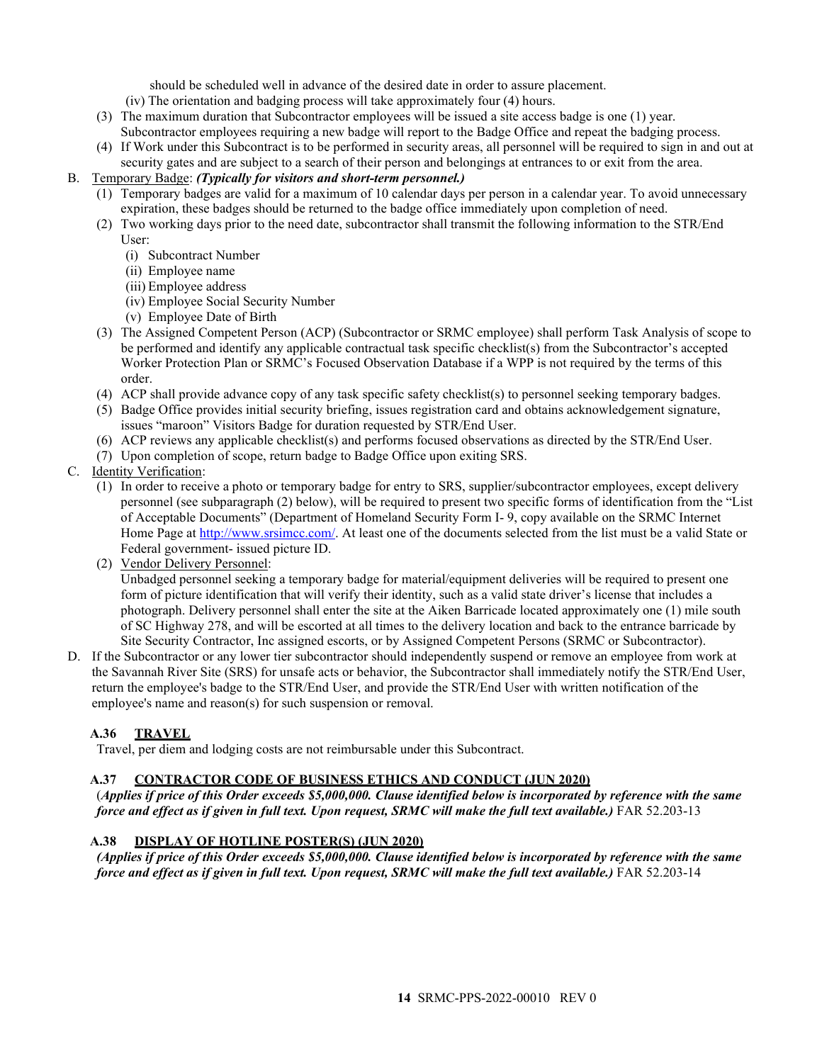should be scheduled well in advance of the desired date in order to assure placement.

(iv) The orientation and badging process will take approximately four (4) hours.

(3) The maximum duration that Subcontractor employees will be issued a site access badge is one (1) year. Subcontractor employees requiring a new badge will report to the Badge Office and repeat the badging process.

(4) If Work under this Subcontract is to be performed in security areas, all personnel will be required to sign in and out at security gates and are subject to a search of their person and belongings at entrances to or exit from the area.

B. Temporary Badge: ***(Typically for visitors and short-term personnel.)***

(1) Temporary badges are valid for a maximum of 10 calendar days per person in a calendar year. To avoid unnecessary expiration, these badges should be returned to the badge office immediately upon completion of need.

(2) Two working days prior to the need date, subcontractor shall transmit the following information to the STR/End User:

(i) Subcontract Number
(ii) Employee name
(iii) Employee address
(iv) Employee Social Security Number
(v) Employee Date of Birth

(3) The Assigned Competent Person (ACP) (Subcontractor or SRMC employee) shall perform Task Analysis of scope to be performed and identify any applicable contractual task specific checklist(s) from the Subcontractor's accepted Worker Protection Plan or SRMC's Focused Observation Database if a WPP is not required by the terms of this order.

(4) ACP shall provide advance copy of any task specific safety checklist(s) to personnel seeking temporary badges.

(5) Badge Office provides initial security briefing, issues registration card and obtains acknowledgement signature, issues "maroon" Visitors Badge for duration requested by STR/End User.

(6) ACP reviews any applicable checklist(s) and performs focused observations as directed by the STR/End User.

(7) Upon completion of scope, return badge to Badge Office upon exiting SRS.

C. Identity Verification:

(1) In order to receive a photo or temporary badge for entry to SRS, supplier/subcontractor employees, except delivery personnel (see subparagraph (2) below), will be required to present two specific forms of identification from the "List of Acceptable Documents" (Department of Homeland Security Form I- 9, copy available on the SRMC Internet Home Page at http://www.srsimcc.com/. At least one of the documents selected from the list must be a valid State or Federal government- issued picture ID.

(2) Vendor Delivery Personnel:
Unbadged personnel seeking a temporary badge for material/equipment deliveries will be required to present one form of picture identification that will verify their identity, such as a valid state driver's license that includes a photograph. Delivery personnel shall enter the site at the Aiken Barricade located approximately one (1) mile south of SC Highway 278, and will be escorted at all times to the delivery location and back to the entrance barricade by Site Security Contractor, Inc assigned escorts, or by Assigned Competent Persons (SRMC or Subcontractor).

D. If the Subcontractor or any lower tier subcontractor should independently suspend or remove an employee from work at the Savannah River Site (SRS) for unsafe acts or behavior, the Subcontractor shall immediately notify the STR/End User, return the employee's badge to the STR/End User, and provide the STR/End User with written notification of the employee's name and reason(s) for such suspension or removal.

### A.36 TRAVEL

Travel, per diem and lodging costs are not reimbursable under this Subcontract.

### A.37 CONTRACTOR CODE OF BUSINESS ETHICS AND CONDUCT (JUN 2020)

(***Applies if price of this Order exceeds $5,000,000. Clause identified below is incorporated by reference with the same force and effect as if given in full text. Upon request, SRMC will make the full text available.)*** FAR 52.203-13

### A.38 DISPLAY OF HOTLINE POSTER(S) (JUN 2020)

***(Applies if price of this Order exceeds $5,000,000. Clause identified below is incorporated by reference with the same force and effect as if given in full text. Upon request, SRMC will make the full text available.)*** FAR 52.203-14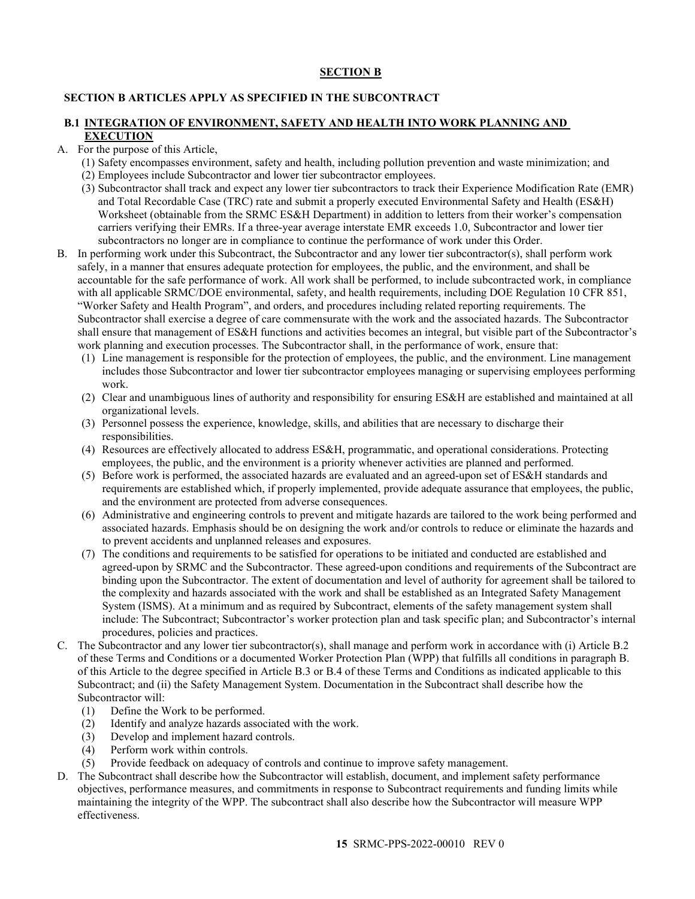## SECTION B

### SECTION B ARTICLES APPLY AS SPECIFIED IN THE SUBCONTRACT

### B.1 INTEGRATION OF ENVIRONMENT, SAFETY AND HEALTH INTO WORK PLANNING AND EXECUTION

A. For the purpose of this Article,

   (1) Safety encompasses environment, safety and health, including pollution prevention and waste minimization; and

   (2) Employees include Subcontractor and lower tier subcontractor employees.

   (3) Subcontractor shall track and expect any lower tier subcontractors to track their Experience Modification Rate (EMR) and Total Recordable Case (TRC) rate and submit a properly executed Environmental Safety and Health (ES&H) Worksheet (obtainable from the SRMC ES&H Department) in addition to letters from their worker's compensation carriers verifying their EMRs. If a three-year average interstate EMR exceeds 1.0, Subcontractor and lower tier subcontractors no longer are in compliance to continue the performance of work under this Order.

B. In performing work under this Subcontract, the Subcontractor and any lower tier subcontractor(s), shall perform work safely, in a manner that ensures adequate protection for employees, the public, and the environment, and shall be accountable for the safe performance of work. All work shall be performed, to include subcontracted work, in compliance with all applicable SRMC/DOE environmental, safety, and health requirements, including DOE Regulation 10 CFR 851, "Worker Safety and Health Program", and orders, and procedures including related reporting requirements. The Subcontractor shall exercise a degree of care commensurate with the work and the associated hazards. The Subcontractor shall ensure that management of ES&H functions and activities becomes an integral, but visible part of the Subcontractor's work planning and execution processes. The Subcontractor shall, in the performance of work, ensure that:

   (1) Line management is responsible for the protection of employees, the public, and the environment. Line management includes those Subcontractor and lower tier subcontractor employees managing or supervising employees performing work.

   (2) Clear and unambiguous lines of authority and responsibility for ensuring ES&H are established and maintained at all organizational levels.

   (3) Personnel possess the experience, knowledge, skills, and abilities that are necessary to discharge their responsibilities.

   (4) Resources are effectively allocated to address ES&H, programmatic, and operational considerations. Protecting employees, the public, and the environment is a priority whenever activities are planned and performed.

   (5) Before work is performed, the associated hazards are evaluated and an agreed-upon set of ES&H standards and requirements are established which, if properly implemented, provide adequate assurance that employees, the public, and the environment are protected from adverse consequences.

   (6) Administrative and engineering controls to prevent and mitigate hazards are tailored to the work being performed and associated hazards. Emphasis should be on designing the work and/or controls to reduce or eliminate the hazards and to prevent accidents and unplanned releases and exposures.

   (7) The conditions and requirements to be satisfied for operations to be initiated and conducted are established and agreed-upon by SRMC and the Subcontractor. These agreed-upon conditions and requirements of the Subcontract are binding upon the Subcontractor. The extent of documentation and level of authority for agreement shall be tailored to the complexity and hazards associated with the work and shall be established as an Integrated Safety Management System (ISMS). At a minimum and as required by Subcontract, elements of the safety management system shall include: The Subcontract; Subcontractor's worker protection plan and task specific plan; and Subcontractor's internal procedures, policies and practices.

C. The Subcontractor and any lower tier subcontractor(s), shall manage and perform work in accordance with (i) Article B.2 of these Terms and Conditions or a documented Worker Protection Plan (WPP) that fulfills all conditions in paragraph B. of this Article to the degree specified in Article B.3 or B.4 of these Terms and Conditions as indicated applicable to this Subcontract; and (ii) the Safety Management System. Documentation in the Subcontract shall describe how the Subcontractor will:

   (1) Define the Work to be performed.

   (2) Identify and analyze hazards associated with the work.

   (3) Develop and implement hazard controls.

   (4) Perform work within controls.

   (5) Provide feedback on adequacy of controls and continue to improve safety management.

D. The Subcontract shall describe how the Subcontractor will establish, document, and implement safety performance objectives, performance measures, and commitments in response to Subcontract requirements and funding limits while maintaining the integrity of the WPP. The subcontract shall also describe how the Subcontractor will measure WPP effectiveness.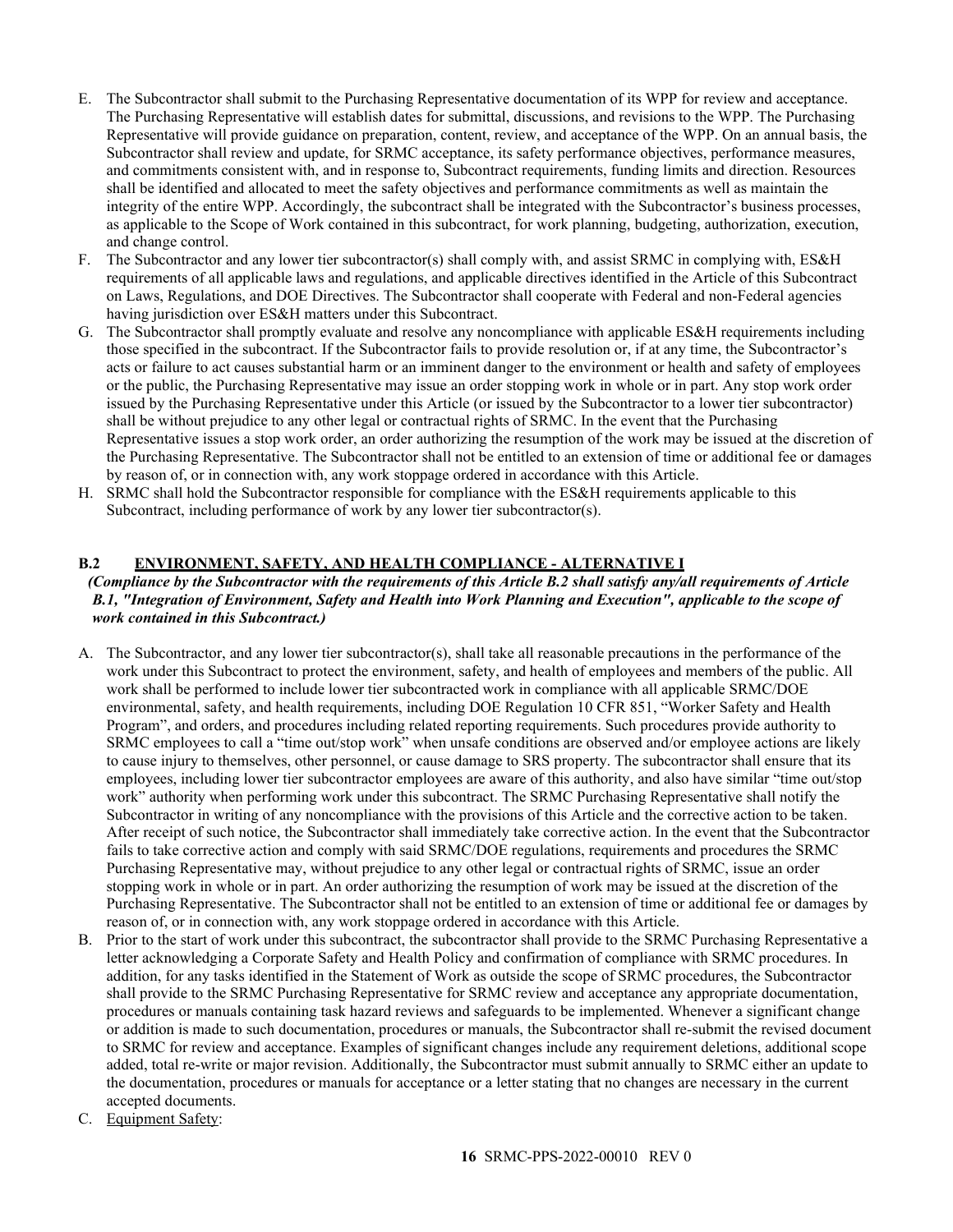E. The Subcontractor shall submit to the Purchasing Representative documentation of its WPP for review and acceptance. The Purchasing Representative will establish dates for submittal, discussions, and revisions to the WPP. The Purchasing Representative will provide guidance on preparation, content, review, and acceptance of the WPP. On an annual basis, the Subcontractor shall review and update, for SRMC acceptance, its safety performance objectives, performance measures, and commitments consistent with, and in response to, Subcontract requirements, funding limits and direction. Resources shall be identified and allocated to meet the safety objectives and performance commitments as well as maintain the integrity of the entire WPP. Accordingly, the subcontract shall be integrated with the Subcontractor's business processes, as applicable to the Scope of Work contained in this subcontract, for work planning, budgeting, authorization, execution, and change control.

F. The Subcontractor and any lower tier subcontractor(s) shall comply with, and assist SRMC in complying with, ES&H requirements of all applicable laws and regulations, and applicable directives identified in the Article of this Subcontract on Laws, Regulations, and DOE Directives. The Subcontractor shall cooperate with Federal and non-Federal agencies having jurisdiction over ES&H matters under this Subcontract.

G. The Subcontractor shall promptly evaluate and resolve any noncompliance with applicable ES&H requirements including those specified in the subcontract. If the Subcontractor fails to provide resolution or, if at any time, the Subcontractor's acts or failure to act causes substantial harm or an imminent danger to the environment or health and safety of employees or the public, the Purchasing Representative may issue an order stopping work in whole or in part. Any stop work order issued by the Purchasing Representative under this Article (or issued by the Subcontractor to a lower tier subcontractor) shall be without prejudice to any other legal or contractual rights of SRMC. In the event that the Purchasing Representative issues a stop work order, an order authorizing the resumption of the work may be issued at the discretion of the Purchasing Representative. The Subcontractor shall not be entitled to an extension of time or additional fee or damages by reason of, or in connection with, any work stoppage ordered in accordance with this Article.

H. SRMC shall hold the Subcontractor responsible for compliance with the ES&H requirements applicable to this Subcontract, including performance of work by any lower tier subcontractor(s).

## B.2 ENVIRONMENT, SAFETY, AND HEALTH COMPLIANCE - ALTERNATIVE I

***(Compliance by the Subcontractor with the requirements of this Article B.2 shall satisfy any/all requirements of Article B.1, "Integration of Environment, Safety and Health into Work Planning and Execution", applicable to the scope of work contained in this Subcontract.)***

A. The Subcontractor, and any lower tier subcontractor(s), shall take all reasonable precautions in the performance of the work under this Subcontract to protect the environment, safety, and health of employees and members of the public. All work shall be performed to include lower tier subcontracted work in compliance with all applicable SRMC/DOE environmental, safety, and health requirements, including DOE Regulation 10 CFR 851, "Worker Safety and Health Program", and orders, and procedures including related reporting requirements. Such procedures provide authority to SRMC employees to call a "time out/stop work" when unsafe conditions are observed and/or employee actions are likely to cause injury to themselves, other personnel, or cause damage to SRS property. The subcontractor shall ensure that its employees, including lower tier subcontractor employees are aware of this authority, and also have similar "time out/stop work" authority when performing work under this subcontract. The SRMC Purchasing Representative shall notify the Subcontractor in writing of any noncompliance with the provisions of this Article and the corrective action to be taken. After receipt of such notice, the Subcontractor shall immediately take corrective action. In the event that the Subcontractor fails to take corrective action and comply with said SRMC/DOE regulations, requirements and procedures the SRMC Purchasing Representative may, without prejudice to any other legal or contractual rights of SRMC, issue an order stopping work in whole or in part. An order authorizing the resumption of work may be issued at the discretion of the Purchasing Representative. The Subcontractor shall not be entitled to an extension of time or additional fee or damages by reason of, or in connection with, any work stoppage ordered in accordance with this Article.

B. Prior to the start of work under this subcontract, the subcontractor shall provide to the SRMC Purchasing Representative a letter acknowledging a Corporate Safety and Health Policy and confirmation of compliance with SRMC procedures. In addition, for any tasks identified in the Statement of Work as outside the scope of SRMC procedures, the Subcontractor shall provide to the SRMC Purchasing Representative for SRMC review and acceptance any appropriate documentation, procedures or manuals containing task hazard reviews and safeguards to be implemented. Whenever a significant change or addition is made to such documentation, procedures or manuals, the Subcontractor shall re-submit the revised document to SRMC for review and acceptance. Examples of significant changes include any requirement deletions, additional scope added, total re-write or major revision. Additionally, the Subcontractor must submit annually to SRMC either an update to the documentation, procedures or manuals for acceptance or a letter stating that no changes are necessary in the current accepted documents.

C. <u>Equipment Safety</u>: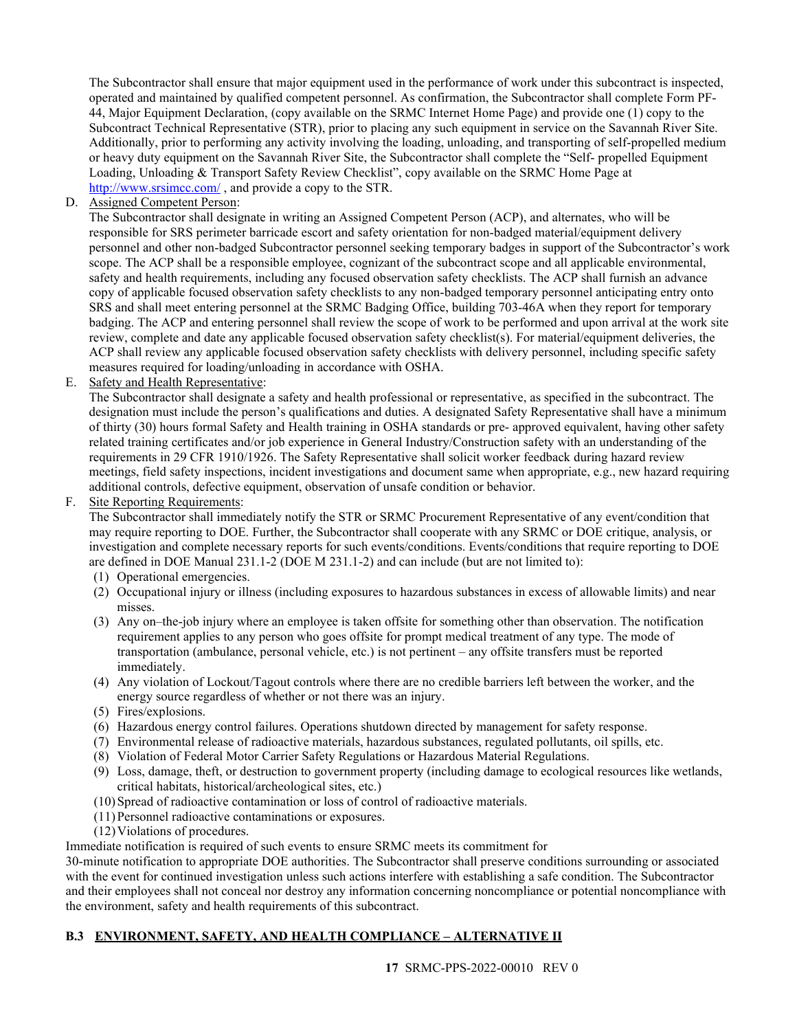The Subcontractor shall ensure that major equipment used in the performance of work under this subcontract is inspected, operated and maintained by qualified competent personnel. As confirmation, the Subcontractor shall complete Form PF-44, Major Equipment Declaration, (copy available on the SRMC Internet Home Page) and provide one (1) copy to the Subcontract Technical Representative (STR), prior to placing any such equipment in service on the Savannah River Site. Additionally, prior to performing any activity involving the loading, unloading, and transporting of self-propelled medium or heavy duty equipment on the Savannah River Site, the Subcontractor shall complete the "Self- propelled Equipment Loading, Unloading & Transport Safety Review Checklist", copy available on the SRMC Home Page at http://www.srsimcc.com/ , and provide a copy to the STR.

D. Assigned Competent Person:
The Subcontractor shall designate in writing an Assigned Competent Person (ACP), and alternates, who will be responsible for SRS perimeter barricade escort and safety orientation for non-badged material/equipment delivery personnel and other non-badged Subcontractor personnel seeking temporary badges in support of the Subcontractor's work scope. The ACP shall be a responsible employee, cognizant of the subcontract scope and all applicable environmental, safety and health requirements, including any focused observation safety checklists. The ACP shall furnish an advance copy of applicable focused observation safety checklists to any non-badged temporary personnel anticipating entry onto SRS and shall meet entering personnel at the SRMC Badging Office, building 703-46A when they report for temporary badging. The ACP and entering personnel shall review the scope of work to be performed and upon arrival at the work site review, complete and date any applicable focused observation safety checklist(s). For material/equipment deliveries, the ACP shall review any applicable focused observation safety checklists with delivery personnel, including specific safety measures required for loading/unloading in accordance with OSHA.

E. Safety and Health Representative:
The Subcontractor shall designate a safety and health professional or representative, as specified in the subcontract. The designation must include the person's qualifications and duties. A designated Safety Representative shall have a minimum of thirty (30) hours formal Safety and Health training in OSHA standards or pre- approved equivalent, having other safety related training certificates and/or job experience in General Industry/Construction safety with an understanding of the requirements in 29 CFR 1910/1926. The Safety Representative shall solicit worker feedback during hazard review meetings, field safety inspections, incident investigations and document same when appropriate, e.g., new hazard requiring additional controls, defective equipment, observation of unsafe condition or behavior.

F. Site Reporting Requirements:
The Subcontractor shall immediately notify the STR or SRMC Procurement Representative of any event/condition that may require reporting to DOE. Further, the Subcontractor shall cooperate with any SRMC or DOE critique, analysis, or investigation and complete necessary reports for such events/conditions. Events/conditions that require reporting to DOE are defined in DOE Manual 231.1-2 (DOE M 231.1-2) and can include (but are not limited to):
   (1) Operational emergencies.
   (2) Occupational injury or illness (including exposures to hazardous substances in excess of allowable limits) and near misses.
   (3) Any on–the-job injury where an employee is taken offsite for something other than observation. The notification requirement applies to any person who goes offsite for prompt medical treatment of any type. The mode of transportation (ambulance, personal vehicle, etc.) is not pertinent – any offsite transfers must be reported immediately.
   (4) Any violation of Lockout/Tagout controls where there are no credible barriers left between the worker, and the energy source regardless of whether or not there was an injury.
   (5) Fires/explosions.
   (6) Hazardous energy control failures. Operations shutdown directed by management for safety response.
   (7) Environmental release of radioactive materials, hazardous substances, regulated pollutants, oil spills, etc.
   (8) Violation of Federal Motor Carrier Safety Regulations or Hazardous Material Regulations.
   (9) Loss, damage, theft, or destruction to government property (including damage to ecological resources like wetlands, critical habitats, historical/archeological sites, etc.)
   (10) Spread of radioactive contamination or loss of control of radioactive materials.
   (11) Personnel radioactive contaminations or exposures.
   (12) Violations of procedures.

Immediate notification is required of such events to ensure SRMC meets its commitment for 30-minute notification to appropriate DOE authorities. The Subcontractor shall preserve conditions surrounding or associated with the event for continued investigation unless such actions interfere with establishing a safe condition. The Subcontractor and their employees shall not conceal nor destroy any information concerning noncompliance or potential noncompliance with the environment, safety and health requirements of this subcontract.

## B.3 ENVIRONMENT, SAFETY, AND HEALTH COMPLIANCE – ALTERNATIVE II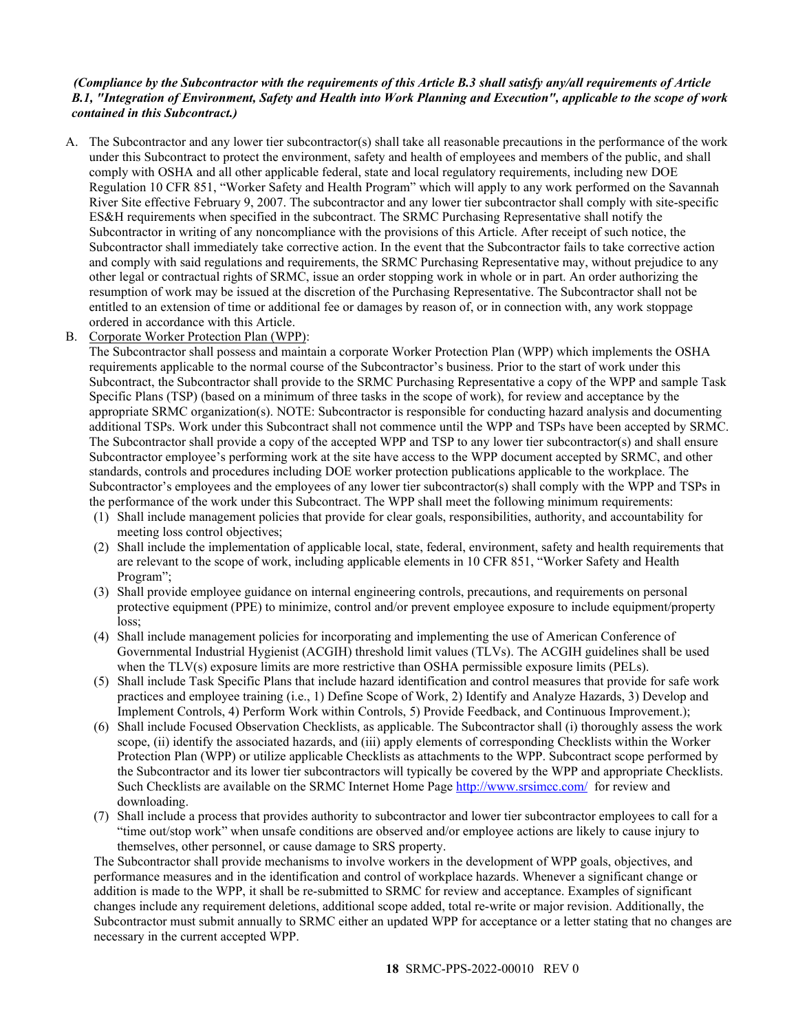***(Compliance by the Subcontractor with the requirements of this Article B.3 shall satisfy any/all requirements of Article B.1, "Integration of Environment, Safety and Health into Work Planning and Execution", applicable to the scope of work contained in this Subcontract.)***

A. The Subcontractor and any lower tier subcontractor(s) shall take all reasonable precautions in the performance of the work under this Subcontract to protect the environment, safety and health of employees and members of the public, and shall comply with OSHA and all other applicable federal, state and local regulatory requirements, including new DOE Regulation 10 CFR 851, "Worker Safety and Health Program" which will apply to any work performed on the Savannah River Site effective February 9, 2007. The subcontractor and any lower tier subcontractor shall comply with site-specific ES&H requirements when specified in the subcontract. The SRMC Purchasing Representative shall notify the Subcontractor in writing of any noncompliance with the provisions of this Article. After receipt of such notice, the Subcontractor shall immediately take corrective action. In the event that the Subcontractor fails to take corrective action and comply with said regulations and requirements, the SRMC Purchasing Representative may, without prejudice to any other legal or contractual rights of SRMC, issue an order stopping work in whole or in part. An order authorizing the resumption of work may be issued at the discretion of the Purchasing Representative. The Subcontractor shall not be entitled to an extension of time or additional fee or damages by reason of, or in connection with, any work stoppage ordered in accordance with this Article.

B. Corporate Worker Protection Plan (WPP):
The Subcontractor shall possess and maintain a corporate Worker Protection Plan (WPP) which implements the OSHA requirements applicable to the normal course of the Subcontractor's business. Prior to the start of work under this Subcontract, the Subcontractor shall provide to the SRMC Purchasing Representative a copy of the WPP and sample Task Specific Plans (TSP) (based on a minimum of three tasks in the scope of work), for review and acceptance by the appropriate SRMC organization(s). NOTE: Subcontractor is responsible for conducting hazard analysis and documenting additional TSPs. Work under this Subcontract shall not commence until the WPP and TSPs have been accepted by SRMC. The Subcontractor shall provide a copy of the accepted WPP and TSP to any lower tier subcontractor(s) and shall ensure Subcontractor employee's performing work at the site have access to the WPP document accepted by SRMC, and other standards, controls and procedures including DOE worker protection publications applicable to the workplace. The Subcontractor's employees and the employees of any lower tier subcontractor(s) shall comply with the WPP and TSPs in the performance of the work under this Subcontract. The WPP shall meet the following minimum requirements:
   (1) Shall include management policies that provide for clear goals, responsibilities, authority, and accountability for meeting loss control objectives;
   (2) Shall include the implementation of applicable local, state, federal, environment, safety and health requirements that are relevant to the scope of work, including applicable elements in 10 CFR 851, "Worker Safety and Health Program";
   (3) Shall provide employee guidance on internal engineering controls, precautions, and requirements on personal protective equipment (PPE) to minimize, control and/or prevent employee exposure to include equipment/property loss;
   (4) Shall include management policies for incorporating and implementing the use of American Conference of Governmental Industrial Hygienist (ACGIH) threshold limit values (TLVs). The ACGIH guidelines shall be used when the TLV(s) exposure limits are more restrictive than OSHA permissible exposure limits (PELs).
   (5) Shall include Task Specific Plans that include hazard identification and control measures that provide for safe work practices and employee training (i.e., 1) Define Scope of Work, 2) Identify and Analyze Hazards, 3) Develop and Implement Controls, 4) Perform Work within Controls, 5) Provide Feedback, and Continuous Improvement.);
   (6) Shall include Focused Observation Checklists, as applicable. The Subcontractor shall (i) thoroughly assess the work scope, (ii) identify the associated hazards, and (iii) apply elements of corresponding Checklists within the Worker Protection Plan (WPP) or utilize applicable Checklists as attachments to the WPP. Subcontract scope performed by the Subcontractor and its lower tier subcontractors will typically be covered by the WPP and appropriate Checklists. Such Checklists are available on the SRMC Internet Home Page http://www.srsimcc.com/ for review and downloading.
   (7) Shall include a process that provides authority to subcontractor and lower tier subcontractor employees to call for a "time out/stop work" when unsafe conditions are observed and/or employee actions are likely to cause injury to themselves, other personnel, or cause damage to SRS property.

   The Subcontractor shall provide mechanisms to involve workers in the development of WPP goals, objectives, and performance measures and in the identification and control of workplace hazards. Whenever a significant change or addition is made to the WPP, it shall be re-submitted to SRMC for review and acceptance. Examples of significant changes include any requirement deletions, additional scope added, total re-write or major revision. Additionally, the Subcontractor must submit annually to SRMC either an updated WPP for acceptance or a letter stating that no changes are necessary in the current accepted WPP.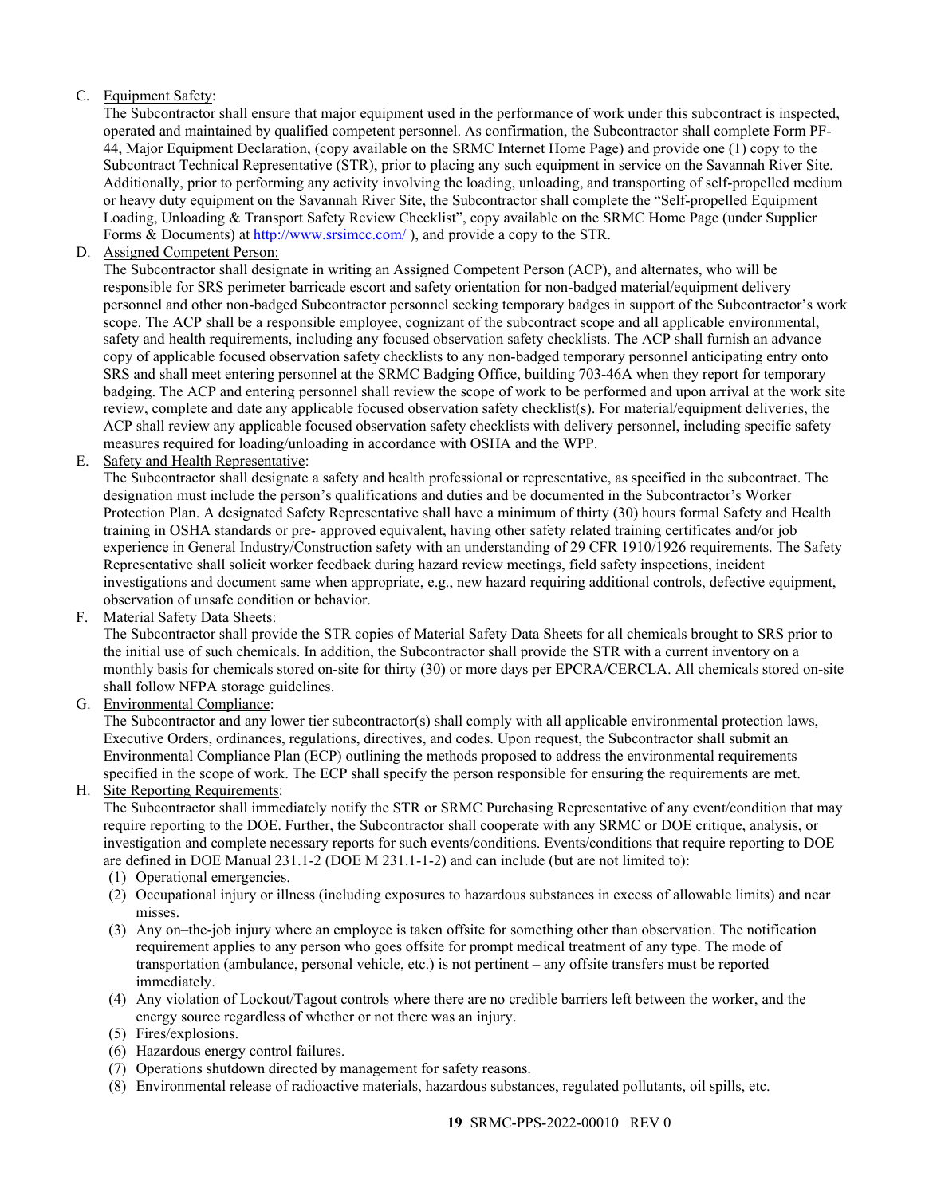C. <u>Equipment Safety</u>:
The Subcontractor shall ensure that major equipment used in the performance of work under this subcontract is inspected, operated and maintained by qualified competent personnel. As confirmation, the Subcontractor shall complete Form PF-44, Major Equipment Declaration, (copy available on the SRMC Internet Home Page) and provide one (1) copy to the Subcontract Technical Representative (STR), prior to placing any such equipment in service on the Savannah River Site. Additionally, prior to performing any activity involving the loading, unloading, and transporting of self-propelled medium or heavy duty equipment on the Savannah River Site, the Subcontractor shall complete the "Self-propelled Equipment Loading, Unloading & Transport Safety Review Checklist", copy available on the SRMC Home Page (under Supplier Forms & Documents) at http://www.srsimcc.com/ ), and provide a copy to the STR.

D. <u>Assigned Competent Person:</u>
The Subcontractor shall designate in writing an Assigned Competent Person (ACP), and alternates, who will be responsible for SRS perimeter barricade escort and safety orientation for non-badged material/equipment delivery personnel and other non-badged Subcontractor personnel seeking temporary badges in support of the Subcontractor's work scope. The ACP shall be a responsible employee, cognizant of the subcontract scope and all applicable environmental, safety and health requirements, including any focused observation safety checklists. The ACP shall furnish an advance copy of applicable focused observation safety checklists to any non-badged temporary personnel anticipating entry onto SRS and shall meet entering personnel at the SRMC Badging Office, building 703-46A when they report for temporary badging. The ACP and entering personnel shall review the scope of work to be performed and upon arrival at the work site review, complete and date any applicable focused observation safety checklist(s). For material/equipment deliveries, the ACP shall review any applicable focused observation safety checklists with delivery personnel, including specific safety measures required for loading/unloading in accordance with OSHA and the WPP.

E. <u>Safety and Health Representative</u>:
The Subcontractor shall designate a safety and health professional or representative, as specified in the subcontract. The designation must include the person's qualifications and duties and be documented in the Subcontractor's Worker Protection Plan. A designated Safety Representative shall have a minimum of thirty (30) hours formal Safety and Health training in OSHA standards or pre- approved equivalent, having other safety related training certificates and/or job experience in General Industry/Construction safety with an understanding of 29 CFR 1910/1926 requirements. The Safety Representative shall solicit worker feedback during hazard review meetings, field safety inspections, incident investigations and document same when appropriate, e.g., new hazard requiring additional controls, defective equipment, observation of unsafe condition or behavior.

F. <u>Material Safety Data Sheets</u>:
The Subcontractor shall provide the STR copies of Material Safety Data Sheets for all chemicals brought to SRS prior to the initial use of such chemicals. In addition, the Subcontractor shall provide the STR with a current inventory on a monthly basis for chemicals stored on-site for thirty (30) or more days per EPCRA/CERCLA. All chemicals stored on-site shall follow NFPA storage guidelines.

G. <u>Environmental Compliance</u>:
The Subcontractor and any lower tier subcontractor(s) shall comply with all applicable environmental protection laws, Executive Orders, ordinances, regulations, directives, and codes. Upon request, the Subcontractor shall submit an Environmental Compliance Plan (ECP) outlining the methods proposed to address the environmental requirements specified in the scope of work. The ECP shall specify the person responsible for ensuring the requirements are met.

H. <u>Site Reporting Requirements</u>:
The Subcontractor shall immediately notify the STR or SRMC Purchasing Representative of any event/condition that may require reporting to the DOE. Further, the Subcontractor shall cooperate with any SRMC or DOE critique, analysis, or investigation and complete necessary reports for such events/conditions. Events/conditions that require reporting to DOE are defined in DOE Manual 231.1-2 (DOE M 231.1-1-2) and can include (but are not limited to):
  (1) Operational emergencies.
  (2) Occupational injury or illness (including exposures to hazardous substances in excess of allowable limits) and near misses.
  (3) Any on–the-job injury where an employee is taken offsite for something other than observation. The notification requirement applies to any person who goes offsite for prompt medical treatment of any type. The mode of transportation (ambulance, personal vehicle, etc.) is not pertinent – any offsite transfers must be reported immediately.
  (4) Any violation of Lockout/Tagout controls where there are no credible barriers left between the worker, and the energy source regardless of whether or not there was an injury.
  (5) Fires/explosions.
  (6) Hazardous energy control failures.
  (7) Operations shutdown directed by management for safety reasons.
  (8) Environmental release of radioactive materials, hazardous substances, regulated pollutants, oil spills, etc.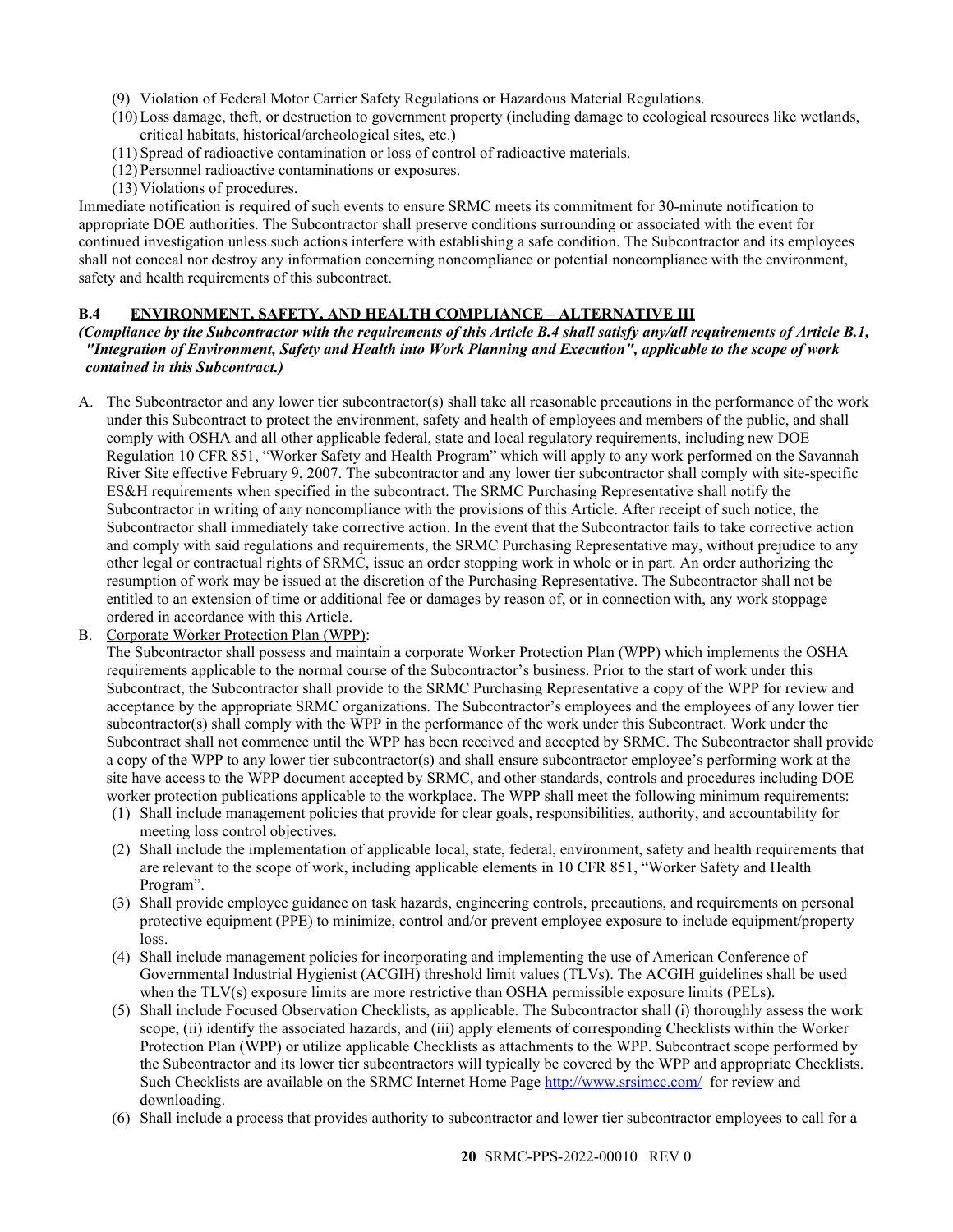(9) Violation of Federal Motor Carrier Safety Regulations or Hazardous Material Regulations.
(10) Loss damage, theft, or destruction to government property (including damage to ecological resources like wetlands, critical habitats, historical/archeological sites, etc.)
(11) Spread of radioactive contamination or loss of control of radioactive materials.
(12) Personnel radioactive contaminations or exposures.
(13) Violations of procedures.

Immediate notification is required of such events to ensure SRMC meets its commitment for 30-minute notification to appropriate DOE authorities. The Subcontractor shall preserve conditions surrounding or associated with the event for continued investigation unless such actions interfere with establishing a safe condition. The Subcontractor and its employees shall not conceal nor destroy any information concerning noncompliance or potential noncompliance with the environment, safety and health requirements of this subcontract.

### B.4 ENVIRONMENT, SAFETY, AND HEALTH COMPLIANCE – ALTERNATIVE III

***(Compliance by the Subcontractor with the requirements of this Article B.4 shall satisfy any/all requirements of Article B.1, "Integration of Environment, Safety and Health into Work Planning and Execution", applicable to the scope of work contained in this Subcontract.)***

A. The Subcontractor and any lower tier subcontractor(s) shall take all reasonable precautions in the performance of the work under this Subcontract to protect the environment, safety and health of employees and members of the public, and shall comply with OSHA and all other applicable federal, state and local regulatory requirements, including new DOE Regulation 10 CFR 851, "Worker Safety and Health Program" which will apply to any work performed on the Savannah River Site effective February 9, 2007. The subcontractor and any lower tier subcontractor shall comply with site-specific ES&H requirements when specified in the subcontract. The SRMC Purchasing Representative shall notify the Subcontractor in writing of any noncompliance with the provisions of this Article. After receipt of such notice, the Subcontractor shall immediately take corrective action. In the event that the Subcontractor fails to take corrective action and comply with said regulations and requirements, the SRMC Purchasing Representative may, without prejudice to any other legal or contractual rights of SRMC, issue an order stopping work in whole or in part. An order authorizing the resumption of work may be issued at the discretion of the Purchasing Representative. The Subcontractor shall not be entitled to an extension of time or additional fee or damages by reason of, or in connection with, any work stoppage ordered in accordance with this Article.

B. <u>Corporate Worker Protection Plan (WPP)</u>:
The Subcontractor shall possess and maintain a corporate Worker Protection Plan (WPP) which implements the OSHA requirements applicable to the normal course of the Subcontractor's business. Prior to the start of work under this Subcontract, the Subcontractor shall provide to the SRMC Purchasing Representative a copy of the WPP for review and acceptance by the appropriate SRMC organizations. The Subcontractor's employees and the employees of any lower tier subcontractor(s) shall comply with the WPP in the performance of the work under this Subcontract. Work under the Subcontract shall not commence until the WPP has been received and accepted by SRMC. The Subcontractor shall provide a copy of the WPP to any lower tier subcontractor(s) and shall ensure subcontractor employee's performing work at the site have access to the WPP document accepted by SRMC, and other standards, controls and procedures including DOE worker protection publications applicable to the workplace. The WPP shall meet the following minimum requirements:
   (1) Shall include management policies that provide for clear goals, responsibilities, authority, and accountability for meeting loss control objectives.
   (2) Shall include the implementation of applicable local, state, federal, environment, safety and health requirements that are relevant to the scope of work, including applicable elements in 10 CFR 851, "Worker Safety and Health Program".
   (3) Shall provide employee guidance on task hazards, engineering controls, precautions, and requirements on personal protective equipment (PPE) to minimize, control and/or prevent employee exposure to include equipment/property loss.
   (4) Shall include management policies for incorporating and implementing the use of American Conference of Governmental Industrial Hygienist (ACGIH) threshold limit values (TLVs). The ACGIH guidelines shall be used when the TLV(s) exposure limits are more restrictive than OSHA permissible exposure limits (PELs).
   (5) Shall include Focused Observation Checklists, as applicable. The Subcontractor shall (i) thoroughly assess the work scope, (ii) identify the associated hazards, and (iii) apply elements of corresponding Checklists within the Worker Protection Plan (WPP) or utilize applicable Checklists as attachments to the WPP. Subcontract scope performed by the Subcontractor and its lower tier subcontractors will typically be covered by the WPP and appropriate Checklists. Such Checklists are available on the SRMC Internet Home Page http://www.srsimcc.com/ for review and downloading.
   (6) Shall include a process that provides authority to subcontractor and lower tier subcontractor employees to call for a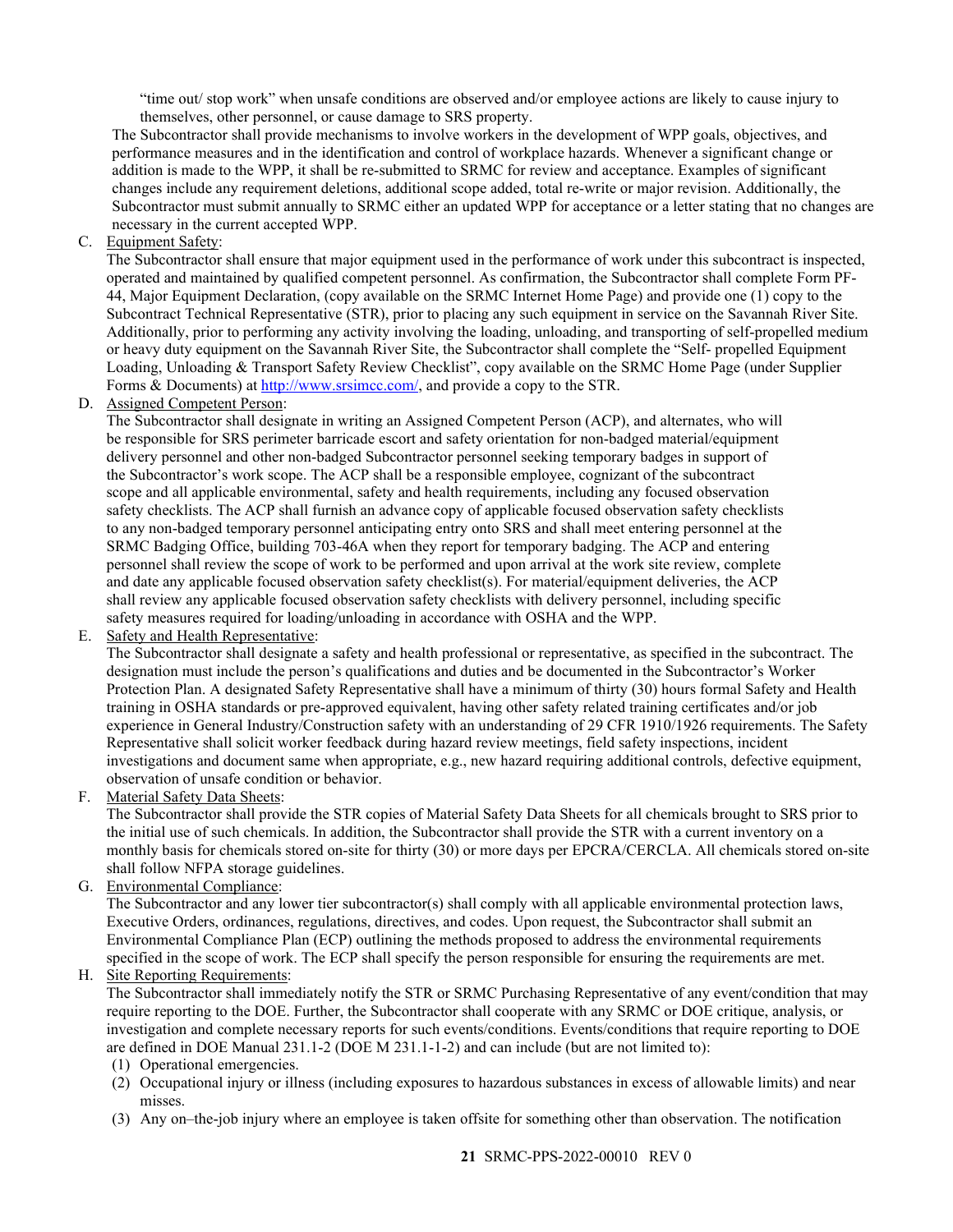"time out/ stop work" when unsafe conditions are observed and/or employee actions are likely to cause injury to themselves, other personnel, or cause damage to SRS property.

The Subcontractor shall provide mechanisms to involve workers in the development of WPP goals, objectives, and performance measures and in the identification and control of workplace hazards. Whenever a significant change or addition is made to the WPP, it shall be re-submitted to SRMC for review and acceptance. Examples of significant changes include any requirement deletions, additional scope added, total re-write or major revision. Additionally, the Subcontractor must submit annually to SRMC either an updated WPP for acceptance or a letter stating that no changes are necessary in the current accepted WPP.

C. Equipment Safety:

The Subcontractor shall ensure that major equipment used in the performance of work under this subcontract is inspected, operated and maintained by qualified competent personnel. As confirmation, the Subcontractor shall complete Form PF-44, Major Equipment Declaration, (copy available on the SRMC Internet Home Page) and provide one (1) copy to the Subcontract Technical Representative (STR), prior to placing any such equipment in service on the Savannah River Site. Additionally, prior to performing any activity involving the loading, unloading, and transporting of self-propelled medium or heavy duty equipment on the Savannah River Site, the Subcontractor shall complete the "Self- propelled Equipment Loading, Unloading & Transport Safety Review Checklist", copy available on the SRMC Home Page (under Supplier Forms & Documents) at http://www.srsimcc.com/, and provide a copy to the STR.

D. Assigned Competent Person:

The Subcontractor shall designate in writing an Assigned Competent Person (ACP), and alternates, who will be responsible for SRS perimeter barricade escort and safety orientation for non-badged material/equipment delivery personnel and other non-badged Subcontractor personnel seeking temporary badges in support of the Subcontractor's work scope. The ACP shall be a responsible employee, cognizant of the subcontract scope and all applicable environmental, safety and health requirements, including any focused observation safety checklists. The ACP shall furnish an advance copy of applicable focused observation safety checklists to any non-badged temporary personnel anticipating entry onto SRS and shall meet entering personnel at the SRMC Badging Office, building 703-46A when they report for temporary badging. The ACP and entering personnel shall review the scope of work to be performed and upon arrival at the work site review, complete and date any applicable focused observation safety checklist(s). For material/equipment deliveries, the ACP shall review any applicable focused observation safety checklists with delivery personnel, including specific safety measures required for loading/unloading in accordance with OSHA and the WPP.

E. Safety and Health Representative:

The Subcontractor shall designate a safety and health professional or representative, as specified in the subcontract. The designation must include the person's qualifications and duties and be documented in the Subcontractor's Worker Protection Plan. A designated Safety Representative shall have a minimum of thirty (30) hours formal Safety and Health training in OSHA standards or pre-approved equivalent, having other safety related training certificates and/or job experience in General Industry/Construction safety with an understanding of 29 CFR 1910/1926 requirements. The Safety Representative shall solicit worker feedback during hazard review meetings, field safety inspections, incident investigations and document same when appropriate, e.g., new hazard requiring additional controls, defective equipment, observation of unsafe condition or behavior.

F. Material Safety Data Sheets:

The Subcontractor shall provide the STR copies of Material Safety Data Sheets for all chemicals brought to SRS prior to the initial use of such chemicals. In addition, the Subcontractor shall provide the STR with a current inventory on a monthly basis for chemicals stored on-site for thirty (30) or more days per EPCRA/CERCLA. All chemicals stored on-site shall follow NFPA storage guidelines.

G. Environmental Compliance:

The Subcontractor and any lower tier subcontractor(s) shall comply with all applicable environmental protection laws, Executive Orders, ordinances, regulations, directives, and codes. Upon request, the Subcontractor shall submit an Environmental Compliance Plan (ECP) outlining the methods proposed to address the environmental requirements specified in the scope of work. The ECP shall specify the person responsible for ensuring the requirements are met.

H. Site Reporting Requirements:

The Subcontractor shall immediately notify the STR or SRMC Purchasing Representative of any event/condition that may require reporting to the DOE. Further, the Subcontractor shall cooperate with any SRMC or DOE critique, analysis, or investigation and complete necessary reports for such events/conditions. Events/conditions that require reporting to DOE are defined in DOE Manual 231.1-2 (DOE M 231.1-1-2) and can include (but are not limited to):

(1) Operational emergencies.
(2) Occupational injury or illness (including exposures to hazardous substances in excess of allowable limits) and near misses.
(3) Any on–the-job injury where an employee is taken offsite for something other than observation. The notification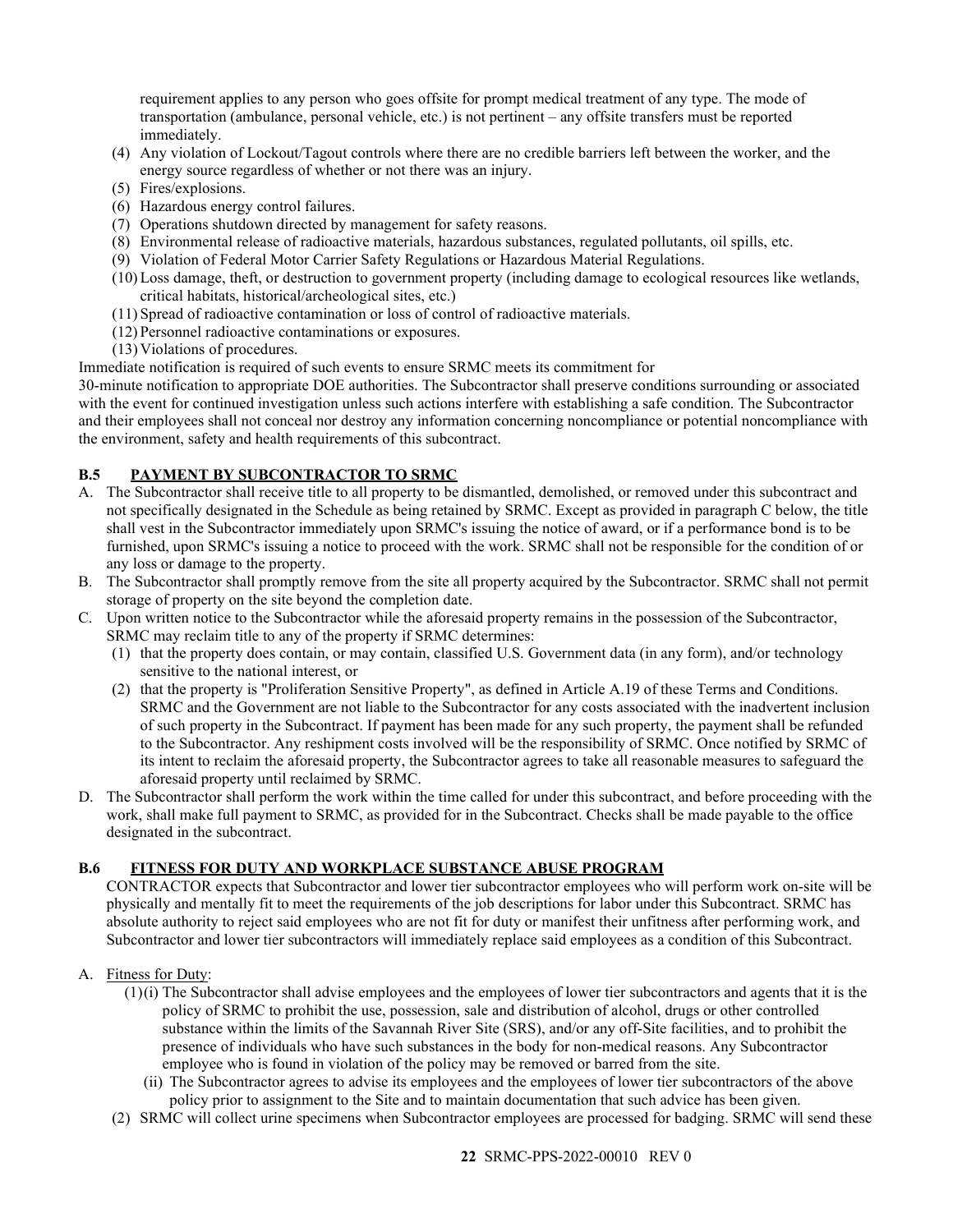requirement applies to any person who goes offsite for prompt medical treatment of any type. The mode of transportation (ambulance, personal vehicle, etc.) is not pertinent – any offsite transfers must be reported immediately.

(4) Any violation of Lockout/Tagout controls where there are no credible barriers left between the worker, and the energy source regardless of whether or not there was an injury.
(5) Fires/explosions.
(6) Hazardous energy control failures.
(7) Operations shutdown directed by management for safety reasons.
(8) Environmental release of radioactive materials, hazardous substances, regulated pollutants, oil spills, etc.
(9) Violation of Federal Motor Carrier Safety Regulations or Hazardous Material Regulations.
(10) Loss damage, theft, or destruction to government property (including damage to ecological resources like wetlands, critical habitats, historical/archeological sites, etc.)
(11) Spread of radioactive contamination or loss of control of radioactive materials.
(12) Personnel radioactive contaminations or exposures.
(13) Violations of procedures.

Immediate notification is required of such events to ensure SRMC meets its commitment for 30-minute notification to appropriate DOE authorities. The Subcontractor shall preserve conditions surrounding or associated with the event for continued investigation unless such actions interfere with establishing a safe condition. The Subcontractor and their employees shall not conceal nor destroy any information concerning noncompliance or potential noncompliance with the environment, safety and health requirements of this subcontract.

### B.5 PAYMENT BY SUBCONTRACTOR TO SRMC

A. The Subcontractor shall receive title to all property to be dismantled, demolished, or removed under this subcontract and not specifically designated in the Schedule as being retained by SRMC. Except as provided in paragraph C below, the title shall vest in the Subcontractor immediately upon SRMC's issuing the notice of award, or if a performance bond is to be furnished, upon SRMC's issuing a notice to proceed with the work. SRMC shall not be responsible for the condition of or any loss or damage to the property.

B. The Subcontractor shall promptly remove from the site all property acquired by the Subcontractor. SRMC shall not permit storage of property on the site beyond the completion date.

C. Upon written notice to the Subcontractor while the aforesaid property remains in the possession of the Subcontractor, SRMC may reclaim title to any of the property if SRMC determines:
   (1) that the property does contain, or may contain, classified U.S. Government data (in any form), and/or technology sensitive to the national interest, or
   (2) that the property is "Proliferation Sensitive Property", as defined in Article A.19 of these Terms and Conditions. SRMC and the Government are not liable to the Subcontractor for any costs associated with the inadvertent inclusion of such property in the Subcontract. If payment has been made for any such property, the payment shall be refunded to the Subcontractor. Any reshipment costs involved will be the responsibility of SRMC. Once notified by SRMC of its intent to reclaim the aforesaid property, the Subcontractor agrees to take all reasonable measures to safeguard the aforesaid property until reclaimed by SRMC.

D. The Subcontractor shall perform the work within the time called for under this subcontract, and before proceeding with the work, shall make full payment to SRMC, as provided for in the Subcontract. Checks shall be made payable to the office designated in the subcontract.

### B.6 FITNESS FOR DUTY AND WORKPLACE SUBSTANCE ABUSE PROGRAM

CONTRACTOR expects that Subcontractor and lower tier subcontractor employees who will perform work on-site will be physically and mentally fit to meet the requirements of the job descriptions for labor under this Subcontract. SRMC has absolute authority to reject said employees who are not fit for duty or manifest their unfitness after performing work, and Subcontractor and lower tier subcontractors will immediately replace said employees as a condition of this Subcontract.

A. Fitness for Duty:
   (1)(i) The Subcontractor shall advise employees and the employees of lower tier subcontractors and agents that it is the policy of SRMC to prohibit the use, possession, sale and distribution of alcohol, drugs or other controlled substance within the limits of the Savannah River Site (SRS), and/or any off-Site facilities, and to prohibit the presence of individuals who have such substances in the body for non-medical reasons. Any Subcontractor employee who is found in violation of the policy may be removed or barred from the site.
   (ii) The Subcontractor agrees to advise its employees and the employees of lower tier subcontractors of the above policy prior to assignment to the Site and to maintain documentation that such advice has been given.
   (2) SRMC will collect urine specimens when Subcontractor employees are processed for badging. SRMC will send these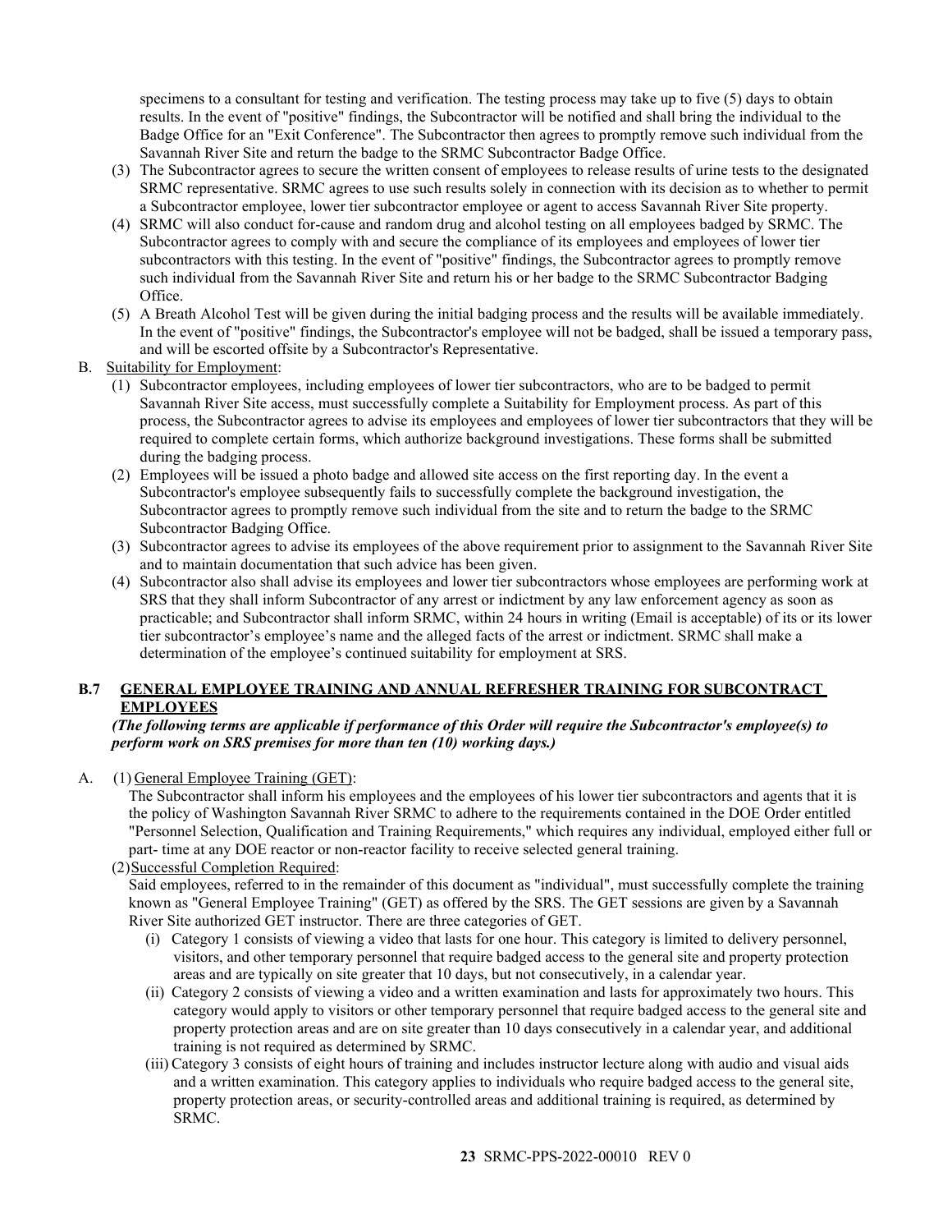specimens to a consultant for testing and verification. The testing process may take up to five (5) days to obtain results. In the event of "positive" findings, the Subcontractor will be notified and shall bring the individual to the Badge Office for an "Exit Conference". The Subcontractor then agrees to promptly remove such individual from the Savannah River Site and return the badge to the SRMC Subcontractor Badge Office.

(3) The Subcontractor agrees to secure the written consent of employees to release results of urine tests to the designated SRMC representative. SRMC agrees to use such results solely in connection with its decision as to whether to permit a Subcontractor employee, lower tier subcontractor employee or agent to access Savannah River Site property.

(4) SRMC will also conduct for-cause and random drug and alcohol testing on all employees badged by SRMC. The Subcontractor agrees to comply with and secure the compliance of its employees and employees of lower tier subcontractors with this testing. In the event of "positive" findings, the Subcontractor agrees to promptly remove such individual from the Savannah River Site and return his or her badge to the SRMC Subcontractor Badging Office.

(5) A Breath Alcohol Test will be given during the initial badging process and the results will be available immediately. In the event of "positive" findings, the Subcontractor's employee will not be badged, shall be issued a temporary pass, and will be escorted offsite by a Subcontractor's Representative.

B. Suitability for Employment:

(1) Subcontractor employees, including employees of lower tier subcontractors, who are to be badged to permit Savannah River Site access, must successfully complete a Suitability for Employment process. As part of this process, the Subcontractor agrees to advise its employees and employees of lower tier subcontractors that they will be required to complete certain forms, which authorize background investigations. These forms shall be submitted during the badging process.

(2) Employees will be issued a photo badge and allowed site access on the first reporting day. In the event a Subcontractor's employee subsequently fails to successfully complete the background investigation, the Subcontractor agrees to promptly remove such individual from the site and to return the badge to the SRMC Subcontractor Badging Office.

(3) Subcontractor agrees to advise its employees of the above requirement prior to assignment to the Savannah River Site and to maintain documentation that such advice has been given.

(4) Subcontractor also shall advise its employees and lower tier subcontractors whose employees are performing work at SRS that they shall inform Subcontractor of any arrest or indictment by any law enforcement agency as soon as practicable; and Subcontractor shall inform SRMC, within 24 hours in writing (Email is acceptable) of its or its lower tier subcontractor's employee's name and the alleged facts of the arrest or indictment. SRMC shall make a determination of the employee's continued suitability for employment at SRS.

## B.7 GENERAL EMPLOYEE TRAINING AND ANNUAL REFRESHER TRAINING FOR SUBCONTRACT EMPLOYEES

***(The following terms are applicable if performance of this Order will require the Subcontractor's employee(s) to perform work on SRS premises for more than ten (10) working days.)***

A. (1) General Employee Training (GET):

The Subcontractor shall inform his employees and the employees of his lower tier subcontractors and agents that it is the policy of Washington Savannah River SRMC to adhere to the requirements contained in the DOE Order entitled "Personnel Selection, Qualification and Training Requirements," which requires any individual, employed either full or part- time at any DOE reactor or non-reactor facility to receive selected general training.

(2) Successful Completion Required:

Said employees, referred to in the remainder of this document as "individual", must successfully complete the training known as "General Employee Training" (GET) as offered by the SRS. The GET sessions are given by a Savannah River Site authorized GET instructor. There are three categories of GET.

(i) Category 1 consists of viewing a video that lasts for one hour. This category is limited to delivery personnel, visitors, and other temporary personnel that require badged access to the general site and property protection areas and are typically on site greater that 10 days, but not consecutively, in a calendar year.

(ii) Category 2 consists of viewing a video and a written examination and lasts for approximately two hours. This category would apply to visitors or other temporary personnel that require badged access to the general site and property protection areas and are on site greater than 10 days consecutively in a calendar year, and additional training is not required as determined by SRMC.

(iii) Category 3 consists of eight hours of training and includes instructor lecture along with audio and visual aids and a written examination. This category applies to individuals who require badged access to the general site, property protection areas, or security-controlled areas and additional training is required, as determined by SRMC.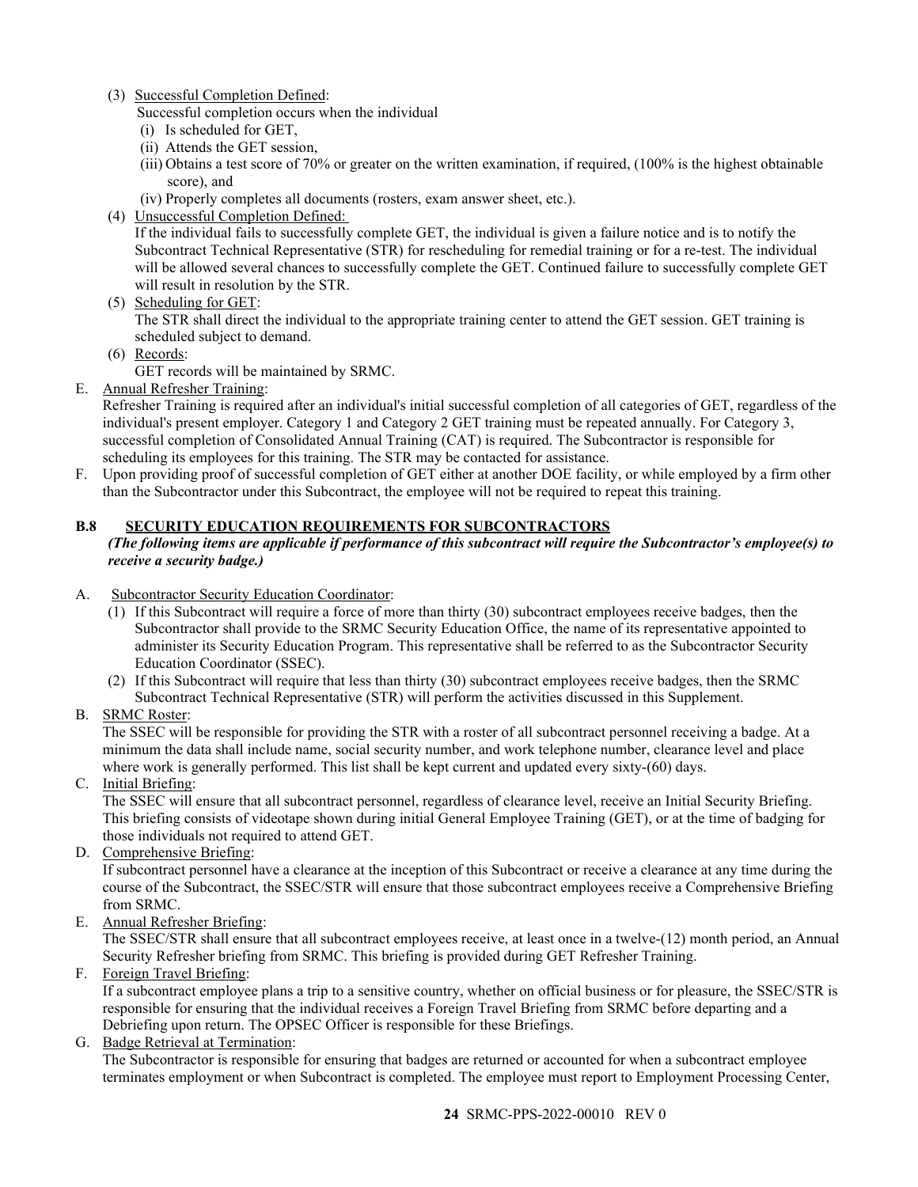(3) Successful Completion Defined:

Successful completion occurs when the individual

(i) Is scheduled for GET,

(ii) Attends the GET session,

(iii) Obtains a test score of 70% or greater on the written examination, if required, (100% is the highest obtainable score), and

(iv) Properly completes all documents (rosters, exam answer sheet, etc.).

(4) Unsuccessful Completion Defined:

If the individual fails to successfully complete GET, the individual is given a failure notice and is to notify the Subcontract Technical Representative (STR) for rescheduling for remedial training or for a re-test. The individual will be allowed several chances to successfully complete the GET. Continued failure to successfully complete GET will result in resolution by the STR.

(5) Scheduling for GET:

The STR shall direct the individual to the appropriate training center to attend the GET session. GET training is scheduled subject to demand.

(6) Records:

GET records will be maintained by SRMC.

E. Annual Refresher Training:

Refresher Training is required after an individual's initial successful completion of all categories of GET, regardless of the individual's present employer. Category 1 and Category 2 GET training must be repeated annually. For Category 3, successful completion of Consolidated Annual Training (CAT) is required. The Subcontractor is responsible for scheduling its employees for this training. The STR may be contacted for assistance.

F. Upon providing proof of successful completion of GET either at another DOE facility, or while employed by a firm other than the Subcontractor under this Subcontract, the employee will not be required to repeat this training.

## B.8 SECURITY EDUCATION REQUIREMENTS FOR SUBCONTRACTORS

***(The following items are applicable if performance of this subcontract will require the Subcontractor's employee(s) to receive a security badge.)***

A. Subcontractor Security Education Coordinator:

(1) If this Subcontract will require a force of more than thirty (30) subcontract employees receive badges, then the Subcontractor shall provide to the SRMC Security Education Office, the name of its representative appointed to administer its Security Education Program. This representative shall be referred to as the Subcontractor Security Education Coordinator (SSEC).

(2) If this Subcontract will require that less than thirty (30) subcontract employees receive badges, then the SRMC Subcontract Technical Representative (STR) will perform the activities discussed in this Supplement.

B. SRMC Roster:

The SSEC will be responsible for providing the STR with a roster of all subcontract personnel receiving a badge. At a minimum the data shall include name, social security number, and work telephone number, clearance level and place where work is generally performed. This list shall be kept current and updated every sixty-(60) days.

C. Initial Briefing:

The SSEC will ensure that all subcontract personnel, regardless of clearance level, receive an Initial Security Briefing. This briefing consists of videotape shown during initial General Employee Training (GET), or at the time of badging for those individuals not required to attend GET.

D. Comprehensive Briefing:

If subcontract personnel have a clearance at the inception of this Subcontract or receive a clearance at any time during the course of the Subcontract, the SSEC/STR will ensure that those subcontract employees receive a Comprehensive Briefing from SRMC.

E. Annual Refresher Briefing:

The SSEC/STR shall ensure that all subcontract employees receive, at least once in a twelve-(12) month period, an Annual Security Refresher briefing from SRMC. This briefing is provided during GET Refresher Training.

F. Foreign Travel Briefing:

If a subcontract employee plans a trip to a sensitive country, whether on official business or for pleasure, the SSEC/STR is responsible for ensuring that the individual receives a Foreign Travel Briefing from SRMC before departing and a Debriefing upon return. The OPSEC Officer is responsible for these Briefings.

G. Badge Retrieval at Termination:

The Subcontractor is responsible for ensuring that badges are returned or accounted for when a subcontract employee terminates employment or when Subcontract is completed. The employee must report to Employment Processing Center,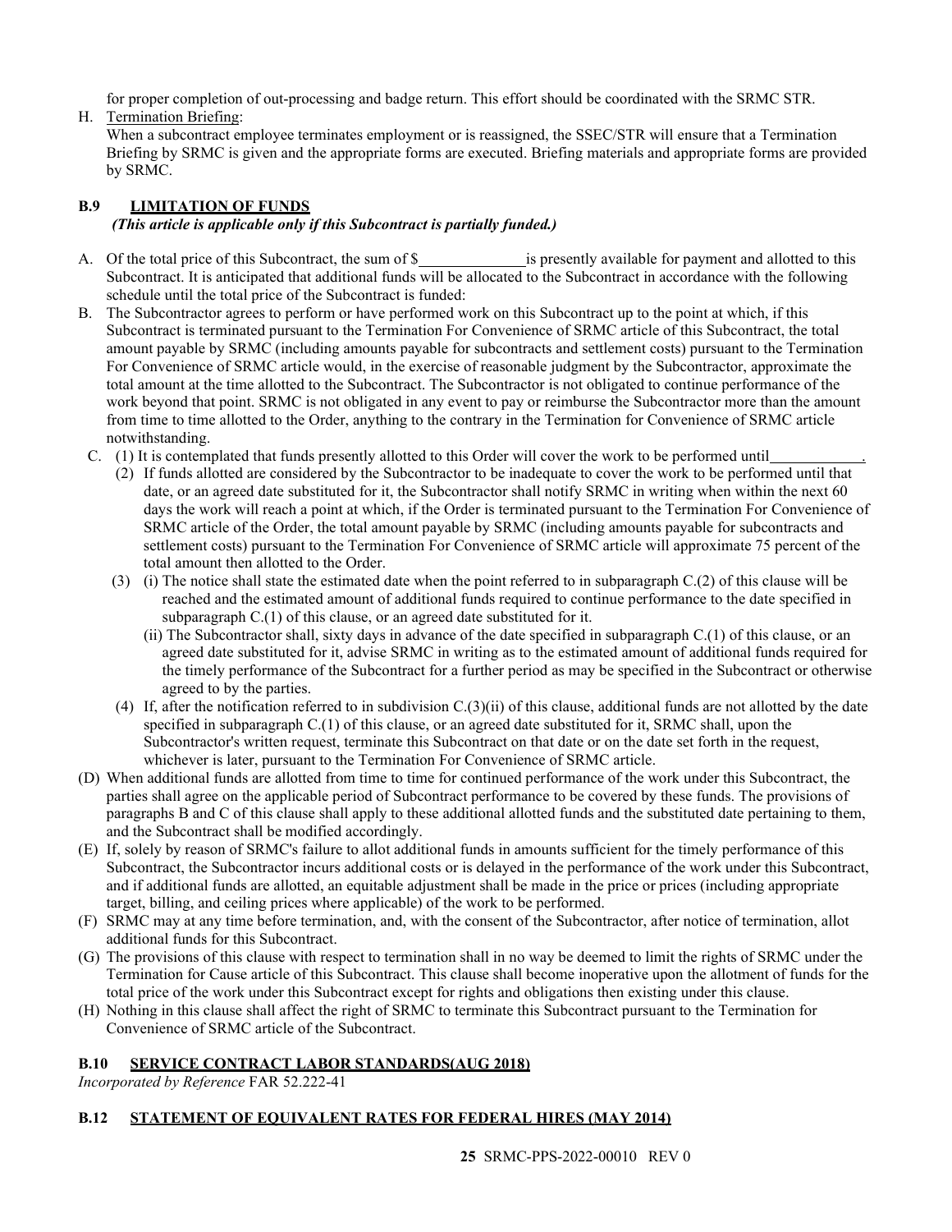for proper completion of out-processing and badge return. This effort should be coordinated with the SRMC STR.

H. Termination Briefing:
When a subcontract employee terminates employment or is reassigned, the SSEC/STR will ensure that a Termination Briefing by SRMC is given and the appropriate forms are executed. Briefing materials and appropriate forms are provided by SRMC.

### B.9 LIMITATION OF FUNDS

*(This article is applicable only if this Subcontract is partially funded.)*

A. Of the total price of this Subcontract, the sum of $______________ is presently available for payment and allotted to this Subcontract. It is anticipated that additional funds will be allocated to the Subcontract in accordance with the following schedule until the total price of the Subcontract is funded:

B. The Subcontractor agrees to perform or have performed work on this Subcontract up to the point at which, if this Subcontract is terminated pursuant to the Termination For Convenience of SRMC article of this Subcontract, the total amount payable by SRMC (including amounts payable for subcontracts and settlement costs) pursuant to the Termination For Convenience of SRMC article would, in the exercise of reasonable judgment by the Subcontractor, approximate the total amount at the time allotted to the Subcontract. The Subcontractor is not obligated to continue performance of the work beyond that point. SRMC is not obligated in any event to pay or reimburse the Subcontractor more than the amount from time to time allotted to the Order, anything to the contrary in the Termination for Convenience of SRMC article notwithstanding.

C. (1) It is contemplated that funds presently allotted to this Order will cover the work to be performed until____________.

(2) If funds allotted are considered by the Subcontractor to be inadequate to cover the work to be performed until that date, or an agreed date substituted for it, the Subcontractor shall notify SRMC in writing when within the next 60 days the work will reach a point at which, if the Order is terminated pursuant to the Termination For Convenience of SRMC article of the Order, the total amount payable by SRMC (including amounts payable for subcontracts and settlement costs) pursuant to the Termination For Convenience of SRMC article will approximate 75 percent of the total amount then allotted to the Order.

(3) (i) The notice shall state the estimated date when the point referred to in subparagraph C.(2) of this clause will be reached and the estimated amount of additional funds required to continue performance to the date specified in subparagraph C.(1) of this clause, or an agreed date substituted for it.

(ii) The Subcontractor shall, sixty days in advance of the date specified in subparagraph C.(1) of this clause, or an agreed date substituted for it, advise SRMC in writing as to the estimated amount of additional funds required for the timely performance of the Subcontract for a further period as may be specified in the Subcontract or otherwise agreed to by the parties.

(4) If, after the notification referred to in subdivision C.(3)(ii) of this clause, additional funds are not allotted by the date specified in subparagraph C.(1) of this clause, or an agreed date substituted for it, SRMC shall, upon the Subcontractor's written request, terminate this Subcontract on that date or on the date set forth in the request, whichever is later, pursuant to the Termination For Convenience of SRMC article.

(D) When additional funds are allotted from time to time for continued performance of the work under this Subcontract, the parties shall agree on the applicable period of Subcontract performance to be covered by these funds. The provisions of paragraphs B and C of this clause shall apply to these additional allotted funds and the substituted date pertaining to them, and the Subcontract shall be modified accordingly.

(E) If, solely by reason of SRMC's failure to allot additional funds in amounts sufficient for the timely performance of this Subcontract, the Subcontractor incurs additional costs or is delayed in the performance of the work under this Subcontract, and if additional funds are allotted, an equitable adjustment shall be made in the price or prices (including appropriate target, billing, and ceiling prices where applicable) of the work to be performed.

(F) SRMC may at any time before termination, and, with the consent of the Subcontractor, after notice of termination, allot additional funds for this Subcontract.

(G) The provisions of this clause with respect to termination shall in no way be deemed to limit the rights of SRMC under the Termination for Cause article of this Subcontract. This clause shall become inoperative upon the allotment of funds for the total price of the work under this Subcontract except for rights and obligations then existing under this clause.

(H) Nothing in this clause shall affect the right of SRMC to terminate this Subcontract pursuant to the Termination for Convenience of SRMC article of the Subcontract.

### B.10 SERVICE CONTRACT LABOR STANDARDS(AUG 2018)

*Incorporated by Reference* FAR 52.222-41

### B.12 STATEMENT OF EQUIVALENT RATES FOR FEDERAL HIRES (MAY 2014)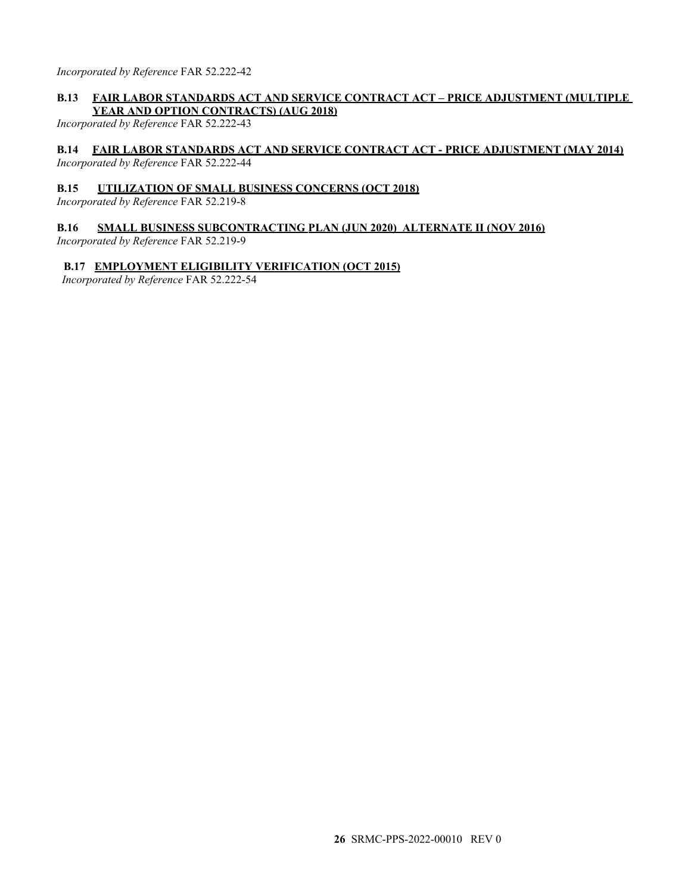*Incorporated by Reference* FAR 52.222-42

**B.13 FAIR LABOR STANDARDS ACT AND SERVICE CONTRACT ACT – PRICE ADJUSTMENT (MULTIPLE YEAR AND OPTION CONTRACTS) (AUG 2018)**
*Incorporated by Reference* FAR 52.222-43

**B.14 FAIR LABOR STANDARDS ACT AND SERVICE CONTRACT ACT - PRICE ADJUSTMENT (MAY 2014)**
*Incorporated by Reference* FAR 52.222-44

**B.15 UTILIZATION OF SMALL BUSINESS CONCERNS (OCT 2018)**
*Incorporated by Reference* FAR 52.219-8

**B.16 SMALL BUSINESS SUBCONTRACTING PLAN (JUN 2020) ALTERNATE II (NOV 2016)**
*Incorporated by Reference* FAR 52.219-9

**B.17 EMPLOYMENT ELIGIBILITY VERIFICATION (OCT 2015)**
*Incorporated by Reference* FAR 52.222-54